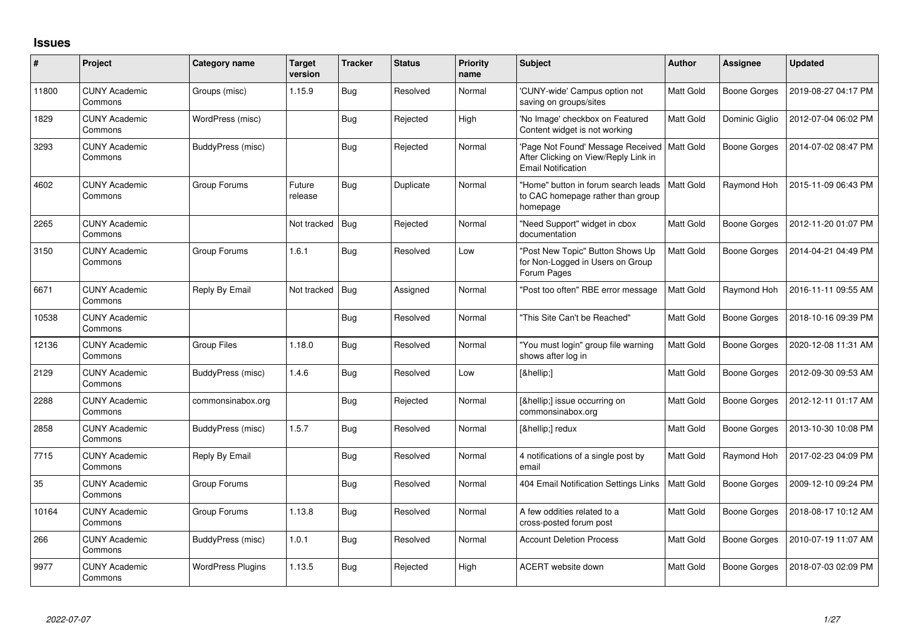## Issues

| # | Project | Category name | Target version | Tracker | Status | Priority name | Subject | Author | Assignee | Updated |
|---|---|---|---|---|---|---|---|---|---|---|
| 11800 | CUNY Academic Commons | Groups (misc) | 1.15.9 | Bug | Resolved | Normal | 'CUNY-wide' Campus option not saving on groups/sites | Matt Gold | Boone Gorges | 2019-08-27 04:17 PM |
| 1829 | CUNY Academic Commons | WordPress (misc) | | Bug | Rejected | High | 'No Image' checkbox on Featured Content widget is not working | Matt Gold | Dominic Giglio | 2012-07-04 06:02 PM |
| 3293 | CUNY Academic Commons | BuddyPress (misc) | | Bug | Rejected | Normal | 'Page Not Found' Message Received After Clicking on View/Reply Link in Email Notification | Matt Gold | Boone Gorges | 2014-07-02 08:47 PM |
| 4602 | CUNY Academic Commons | Group Forums | Future release | Bug | Duplicate | Normal | "Home" button in forum search leads to CAC homepage rather than group homepage | Matt Gold | Raymond Hoh | 2015-11-09 06:43 PM |
| 2265 | CUNY Academic Commons | | Not tracked | Bug | Rejected | Normal | "Need Support" widget in cbox documentation | Matt Gold | Boone Gorges | 2012-11-20 01:07 PM |
| 3150 | CUNY Academic Commons | Group Forums | 1.6.1 | Bug | Resolved | Low | "Post New Topic" Button Shows Up for Non-Logged in Users on Group Forum Pages | Matt Gold | Boone Gorges | 2014-04-21 04:49 PM |
| 6671 | CUNY Academic Commons | Reply By Email | Not tracked | Bug | Assigned | Normal | "Post too often" RBE error message | Matt Gold | Raymond Hoh | 2016-11-11 09:55 AM |
| 10538 | CUNY Academic Commons | | | Bug | Resolved | Normal | "This Site Can't be Reached" | Matt Gold | Boone Gorges | 2018-10-16 09:39 PM |
| 12136 | CUNY Academic Commons | Group Files | 1.18.0 | Bug | Resolved | Normal | "You must login" group file warning shows after log in | Matt Gold | Boone Gorges | 2020-12-08 11:31 AM |
| 2129 | CUNY Academic Commons | BuddyPress (misc) | 1.4.6 | Bug | Resolved | Low | [&hellip;] | Matt Gold | Boone Gorges | 2012-09-30 09:53 AM |
| 2288 | CUNY Academic Commons | commonsinabox.org | | Bug | Rejected | Normal | [&hellip;] issue occurring on commonsinabox.org | Matt Gold | Boone Gorges | 2012-12-11 01:17 AM |
| 2858 | CUNY Academic Commons | BuddyPress (misc) | 1.5.7 | Bug | Resolved | Normal | [&hellip;] redux | Matt Gold | Boone Gorges | 2013-10-30 10:08 PM |
| 7715 | CUNY Academic Commons | Reply By Email | | Bug | Resolved | Normal | 4 notifications of a single post by email | Matt Gold | Raymond Hoh | 2017-02-23 04:09 PM |
| 35 | CUNY Academic Commons | Group Forums | | Bug | Resolved | Normal | 404 Email Notification Settings Links | Matt Gold | Boone Gorges | 2009-12-10 09:24 PM |
| 10164 | CUNY Academic Commons | Group Forums | 1.13.8 | Bug | Resolved | Normal | A few oddities related to a cross-posted forum post | Matt Gold | Boone Gorges | 2018-08-17 10:12 AM |
| 266 | CUNY Academic Commons | BuddyPress (misc) | 1.0.1 | Bug | Resolved | Normal | Account Deletion Process | Matt Gold | Boone Gorges | 2010-07-19 11:07 AM |
| 9977 | CUNY Academic Commons | WordPress Plugins | 1.13.5 | Bug | Rejected | High | ACERT website down | Matt Gold | Boone Gorges | 2018-07-03 02:09 PM |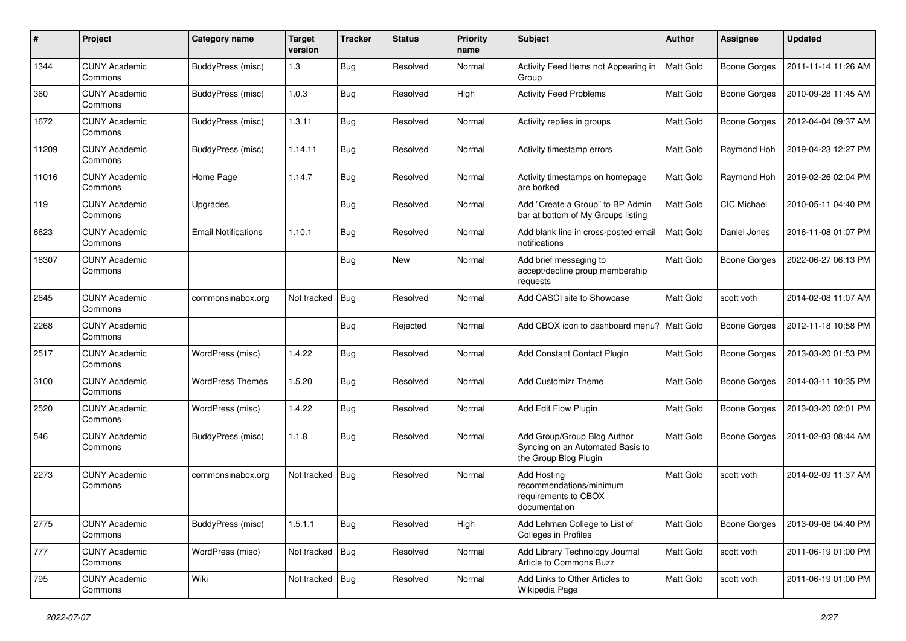| # | Project | Category name | Target version | Tracker | Status | Priority name | Subject | Author | Assignee | Updated |
|---|---|---|---|---|---|---|---|---|---|---|
| 1344 | CUNY Academic Commons | BuddyPress (misc) | 1.3 | Bug | Resolved | Normal | Activity Feed Items not Appearing in Group | Matt Gold | Boone Gorges | 2011-11-14 11:26 AM |
| 360 | CUNY Academic Commons | BuddyPress (misc) | 1.0.3 | Bug | Resolved | High | Activity Feed Problems | Matt Gold | Boone Gorges | 2010-09-28 11:45 AM |
| 1672 | CUNY Academic Commons | BuddyPress (misc) | 1.3.11 | Bug | Resolved | Normal | Activity replies in groups | Matt Gold | Boone Gorges | 2012-04-04 09:37 AM |
| 11209 | CUNY Academic Commons | BuddyPress (misc) | 1.14.11 | Bug | Resolved | Normal | Activity timestamp errors | Matt Gold | Raymond Hoh | 2019-04-23 12:27 PM |
| 11016 | CUNY Academic Commons | Home Page | 1.14.7 | Bug | Resolved | Normal | Activity timestamps on homepage are borked | Matt Gold | Raymond Hoh | 2019-02-26 02:04 PM |
| 119 | CUNY Academic Commons | Upgrades | | Bug | Resolved | Normal | Add "Create a Group" to BP Admin bar at bottom of My Groups listing | Matt Gold | CIC Michael | 2010-05-11 04:40 PM |
| 6623 | CUNY Academic Commons | Email Notifications | 1.10.1 | Bug | Resolved | Normal | Add blank line in cross-posted email notifications | Matt Gold | Daniel Jones | 2016-11-08 01:07 PM |
| 16307 | CUNY Academic Commons | | | Bug | New | Normal | Add brief messaging to accept/decline group membership requests | Matt Gold | Boone Gorges | 2022-06-27 06:13 PM |
| 2645 | CUNY Academic Commons | commonsinabox.org | Not tracked | Bug | Resolved | Normal | Add CASCI site to Showcase | Matt Gold | scott voth | 2014-02-08 11:07 AM |
| 2268 | CUNY Academic Commons | | | Bug | Rejected | Normal | Add CBOX icon to dashboard menu? | Matt Gold | Boone Gorges | 2012-11-18 10:58 PM |
| 2517 | CUNY Academic Commons | WordPress (misc) | 1.4.22 | Bug | Resolved | Normal | Add Constant Contact Plugin | Matt Gold | Boone Gorges | 2013-03-20 01:53 PM |
| 3100 | CUNY Academic Commons | WordPress Themes | 1.5.20 | Bug | Resolved | Normal | Add Customizr Theme | Matt Gold | Boone Gorges | 2014-03-11 10:35 PM |
| 2520 | CUNY Academic Commons | WordPress (misc) | 1.4.22 | Bug | Resolved | Normal | Add Edit Flow Plugin | Matt Gold | Boone Gorges | 2013-03-20 02:01 PM |
| 546 | CUNY Academic Commons | BuddyPress (misc) | 1.1.8 | Bug | Resolved | Normal | Add Group/Group Blog Author Syncing on an Automated Basis to the Group Blog Plugin | Matt Gold | Boone Gorges | 2011-02-03 08:44 AM |
| 2273 | CUNY Academic Commons | commonsinabox.org | Not tracked | Bug | Resolved | Normal | Add Hosting recommendations/minimum requirements to CBOX documentation | Matt Gold | scott voth | 2014-02-09 11:37 AM |
| 2775 | CUNY Academic Commons | BuddyPress (misc) | 1.5.1.1 | Bug | Resolved | High | Add Lehman College to List of Colleges in Profiles | Matt Gold | Boone Gorges | 2013-09-06 04:40 PM |
| 777 | CUNY Academic Commons | WordPress (misc) | Not tracked | Bug | Resolved | Normal | Add Library Technology Journal Article to Commons Buzz | Matt Gold | scott voth | 2011-06-19 01:00 PM |
| 795 | CUNY Academic Commons | Wiki | Not tracked | Bug | Resolved | Normal | Add Links to Other Articles to Wikipedia Page | Matt Gold | scott voth | 2011-06-19 01:00 PM |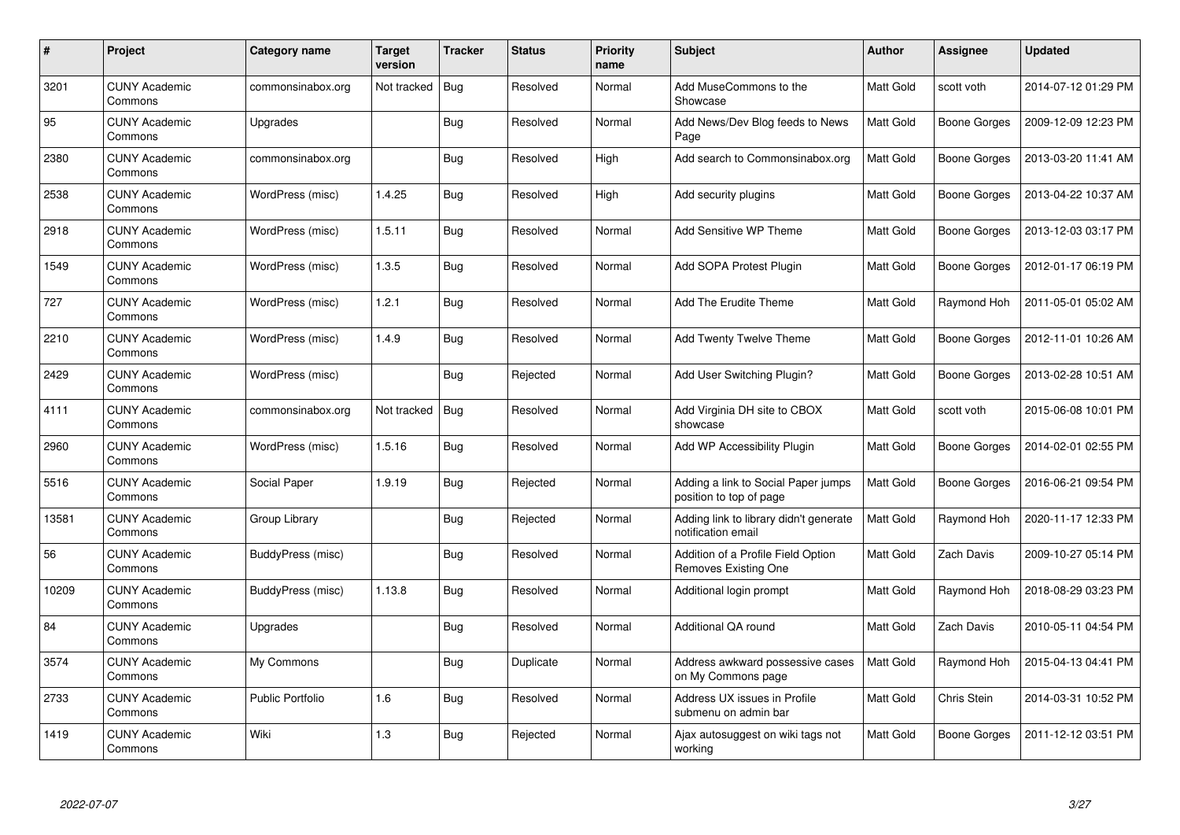| # | Project | Category name | Target version | Tracker | Status | Priority name | Subject | Author | Assignee | Updated |
|---|---|---|---|---|---|---|---|---|---|---|
| 3201 | CUNY Academic Commons | commonsinabox.org | Not tracked | Bug | Resolved | Normal | Add MuseCommons to the Showcase | Matt Gold | scott voth | 2014-07-12 01:29 PM |
| 95 | CUNY Academic Commons | Upgrades | | Bug | Resolved | Normal | Add News/Dev Blog feeds to News Page | Matt Gold | Boone Gorges | 2009-12-09 12:23 PM |
| 2380 | CUNY Academic Commons | commonsinabox.org | | Bug | Resolved | High | Add search to Commonsinabox.org | Matt Gold | Boone Gorges | 2013-03-20 11:41 AM |
| 2538 | CUNY Academic Commons | WordPress (misc) | 1.4.25 | Bug | Resolved | High | Add security plugins | Matt Gold | Boone Gorges | 2013-04-22 10:37 AM |
| 2918 | CUNY Academic Commons | WordPress (misc) | 1.5.11 | Bug | Resolved | Normal | Add Sensitive WP Theme | Matt Gold | Boone Gorges | 2013-12-03 03:17 PM |
| 1549 | CUNY Academic Commons | WordPress (misc) | 1.3.5 | Bug | Resolved | Normal | Add SOPA Protest Plugin | Matt Gold | Boone Gorges | 2012-01-17 06:19 PM |
| 727 | CUNY Academic Commons | WordPress (misc) | 1.2.1 | Bug | Resolved | Normal | Add The Erudite Theme | Matt Gold | Raymond Hoh | 2011-05-01 05:02 AM |
| 2210 | CUNY Academic Commons | WordPress (misc) | 1.4.9 | Bug | Resolved | Normal | Add Twenty Twelve Theme | Matt Gold | Boone Gorges | 2012-11-01 10:26 AM |
| 2429 | CUNY Academic Commons | WordPress (misc) | | Bug | Rejected | Normal | Add User Switching Plugin? | Matt Gold | Boone Gorges | 2013-02-28 10:51 AM |
| 4111 | CUNY Academic Commons | commonsinabox.org | Not tracked | Bug | Resolved | Normal | Add Virginia DH site to CBOX showcase | Matt Gold | scott voth | 2015-06-08 10:01 PM |
| 2960 | CUNY Academic Commons | WordPress (misc) | 1.5.16 | Bug | Resolved | Normal | Add WP Accessibility Plugin | Matt Gold | Boone Gorges | 2014-02-01 02:55 PM |
| 5516 | CUNY Academic Commons | Social Paper | 1.9.19 | Bug | Rejected | Normal | Adding a link to Social Paper jumps position to top of page | Matt Gold | Boone Gorges | 2016-06-21 09:54 PM |
| 13581 | CUNY Academic Commons | Group Library | | Bug | Rejected | Normal | Adding link to library didn't generate notification email | Matt Gold | Raymond Hoh | 2020-11-17 12:33 PM |
| 56 | CUNY Academic Commons | BuddyPress (misc) | | Bug | Resolved | Normal | Addition of a Profile Field Option Removes Existing One | Matt Gold | Zach Davis | 2009-10-27 05:14 PM |
| 10209 | CUNY Academic Commons | BuddyPress (misc) | 1.13.8 | Bug | Resolved | Normal | Additional login prompt | Matt Gold | Raymond Hoh | 2018-08-29 03:23 PM |
| 84 | CUNY Academic Commons | Upgrades | | Bug | Resolved | Normal | Additional QA round | Matt Gold | Zach Davis | 2010-05-11 04:54 PM |
| 3574 | CUNY Academic Commons | My Commons | | Bug | Duplicate | Normal | Address awkward possessive cases on My Commons page | Matt Gold | Raymond Hoh | 2015-04-13 04:41 PM |
| 2733 | CUNY Academic Commons | Public Portfolio | 1.6 | Bug | Resolved | Normal | Address UX issues in Profile submenu on admin bar | Matt Gold | Chris Stein | 2014-03-31 10:52 PM |
| 1419 | CUNY Academic Commons | Wiki | 1.3 | Bug | Rejected | Normal | Ajax autosuggest on wiki tags not working | Matt Gold | Boone Gorges | 2011-12-12 03:51 PM |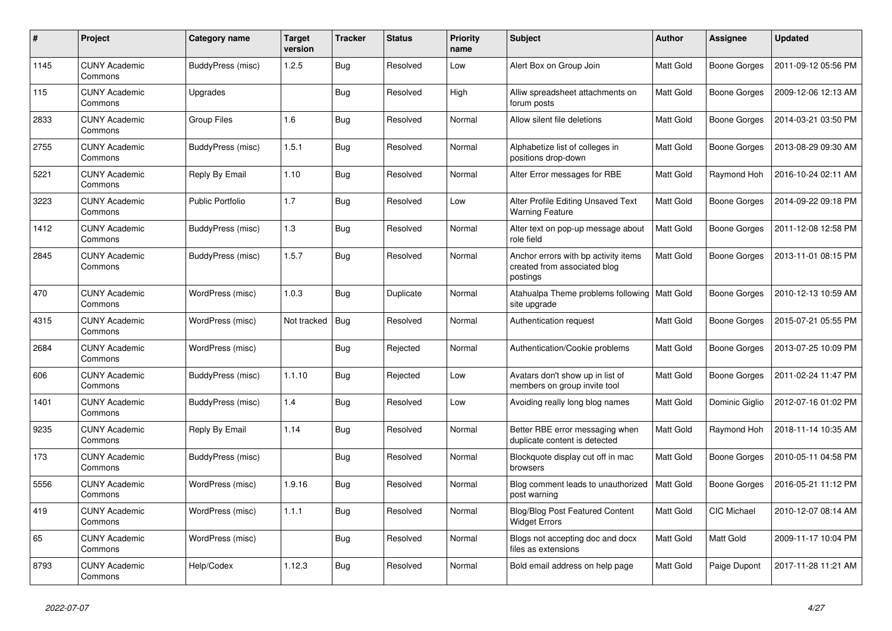| # | Project | Category name | Target version | Tracker | Status | Priority name | Subject | Author | Assignee | Updated |
|---|---|---|---|---|---|---|---|---|---|---|
| 1145 | CUNY Academic Commons | BuddyPress (misc) | 1.2.5 | Bug | Resolved | Low | Alert Box on Group Join | Matt Gold | Boone Gorges | 2011-09-12 05:56 PM |
| 115 | CUNY Academic Commons | Upgrades | | Bug | Resolved | High | Alliw spreadsheet attachments on forum posts | Matt Gold | Boone Gorges | 2009-12-06 12:13 AM |
| 2833 | CUNY Academic Commons | Group Files | 1.6 | Bug | Resolved | Normal | Allow silent file deletions | Matt Gold | Boone Gorges | 2014-03-21 03:50 PM |
| 2755 | CUNY Academic Commons | BuddyPress (misc) | 1.5.1 | Bug | Resolved | Normal | Alphabetize list of colleges in positions drop-down | Matt Gold | Boone Gorges | 2013-08-29 09:30 AM |
| 5221 | CUNY Academic Commons | Reply By Email | 1.10 | Bug | Resolved | Normal | Alter Error messages for RBE | Matt Gold | Raymond Hoh | 2016-10-24 02:11 AM |
| 3223 | CUNY Academic Commons | Public Portfolio | 1.7 | Bug | Resolved | Low | Alter Profile Editing Unsaved Text Warning Feature | Matt Gold | Boone Gorges | 2014-09-22 09:18 PM |
| 1412 | CUNY Academic Commons | BuddyPress (misc) | 1.3 | Bug | Resolved | Normal | Alter text on pop-up message about role field | Matt Gold | Boone Gorges | 2011-12-08 12:58 PM |
| 2845 | CUNY Academic Commons | BuddyPress (misc) | 1.5.7 | Bug | Resolved | Normal | Anchor errors with bp activity items created from associated blog postings | Matt Gold | Boone Gorges | 2013-11-01 08:15 PM |
| 470 | CUNY Academic Commons | WordPress (misc) | 1.0.3 | Bug | Duplicate | Normal | Atahualpa Theme problems following site upgrade | Matt Gold | Boone Gorges | 2010-12-13 10:59 AM |
| 4315 | CUNY Academic Commons | WordPress (misc) | Not tracked | Bug | Resolved | Normal | Authentication request | Matt Gold | Boone Gorges | 2015-07-21 05:55 PM |
| 2684 | CUNY Academic Commons | WordPress (misc) | | Bug | Rejected | Normal | Authentication/Cookie problems | Matt Gold | Boone Gorges | 2013-07-25 10:09 PM |
| 606 | CUNY Academic Commons | BuddyPress (misc) | 1.1.10 | Bug | Rejected | Low | Avatars don't show up in list of members on group invite tool | Matt Gold | Boone Gorges | 2011-02-24 11:47 PM |
| 1401 | CUNY Academic Commons | BuddyPress (misc) | 1.4 | Bug | Resolved | Low | Avoiding really long blog names | Matt Gold | Dominic Giglio | 2012-07-16 01:02 PM |
| 9235 | CUNY Academic Commons | Reply By Email | 1.14 | Bug | Resolved | Normal | Better RBE error messaging when duplicate content is detected | Matt Gold | Raymond Hoh | 2018-11-14 10:35 AM |
| 173 | CUNY Academic Commons | BuddyPress (misc) | | Bug | Resolved | Normal | Blockquote display cut off in mac browsers | Matt Gold | Boone Gorges | 2010-05-11 04:58 PM |
| 5556 | CUNY Academic Commons | WordPress (misc) | 1.9.16 | Bug | Resolved | Normal | Blog comment leads to unauthorized post warning | Matt Gold | Boone Gorges | 2016-05-21 11:12 PM |
| 419 | CUNY Academic Commons | WordPress (misc) | 1.1.1 | Bug | Resolved | Normal | Blog/Blog Post Featured Content Widget Errors | Matt Gold | CIC Michael | 2010-12-07 08:14 AM |
| 65 | CUNY Academic Commons | WordPress (misc) | | Bug | Resolved | Normal | Blogs not accepting doc and docx files as extensions | Matt Gold | Matt Gold | 2009-11-17 10:04 PM |
| 8793 | CUNY Academic Commons | Help/Codex | 1.12.3 | Bug | Resolved | Normal | Bold email address on help page | Matt Gold | Paige Dupont | 2017-11-28 11:21 AM |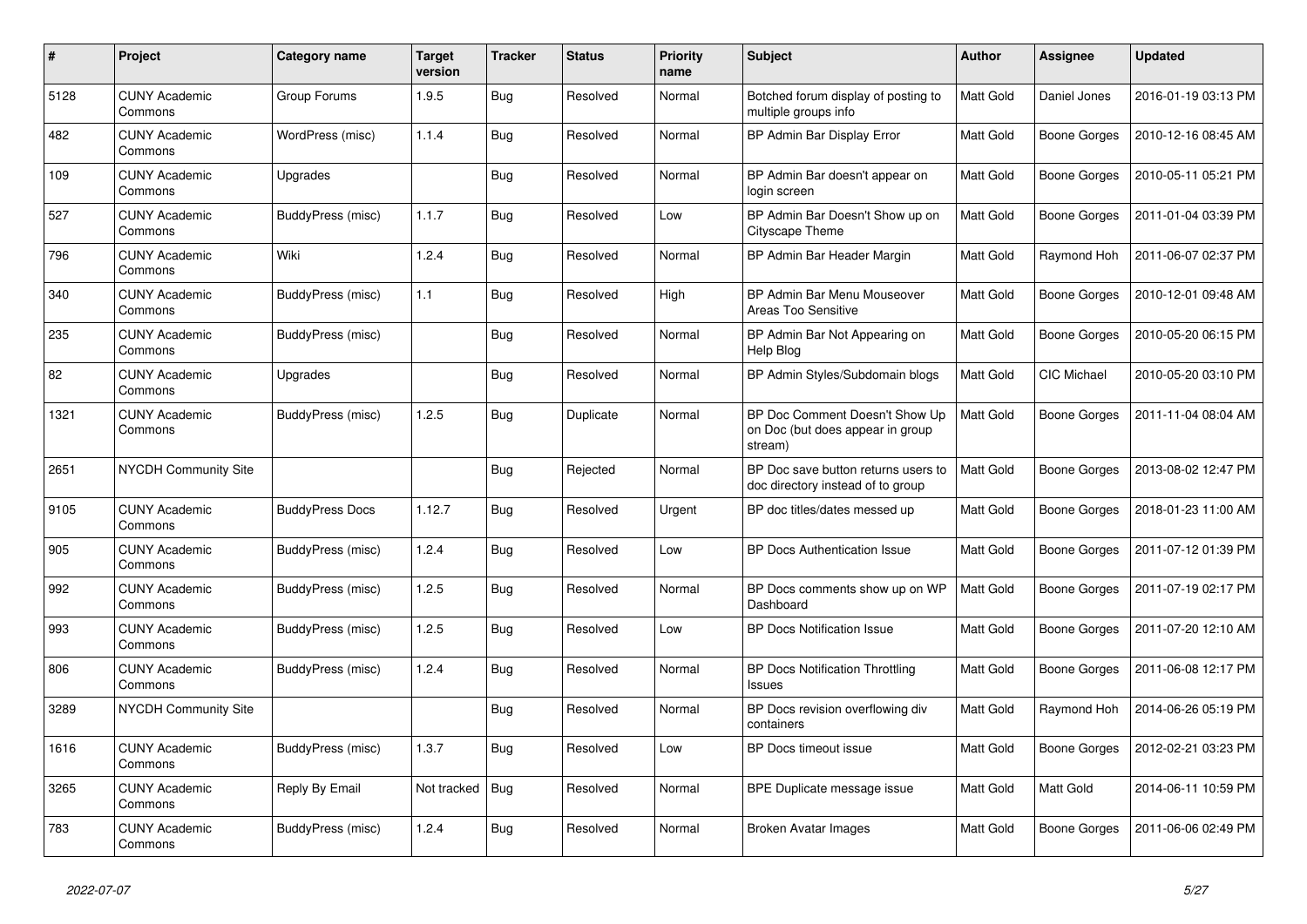| # | Project | Category name | Target version | Tracker | Status | Priority name | Subject | Author | Assignee | Updated |
|---|---|---|---|---|---|---|---|---|---|---|
| 5128 | CUNY Academic Commons | Group Forums | 1.9.5 | Bug | Resolved | Normal | Botched forum display of posting to multiple groups info | Matt Gold | Daniel Jones | 2016-01-19 03:13 PM |
| 482 | CUNY Academic Commons | WordPress (misc) | 1.1.4 | Bug | Resolved | Normal | BP Admin Bar Display Error | Matt Gold | Boone Gorges | 2010-12-16 08:45 AM |
| 109 | CUNY Academic Commons | Upgrades | | Bug | Resolved | Normal | BP Admin Bar doesn't appear on login screen | Matt Gold | Boone Gorges | 2010-05-11 05:21 PM |
| 527 | CUNY Academic Commons | BuddyPress (misc) | 1.1.7 | Bug | Resolved | Low | BP Admin Bar Doesn't Show up on Cityscape Theme | Matt Gold | Boone Gorges | 2011-01-04 03:39 PM |
| 796 | CUNY Academic Commons | Wiki | 1.2.4 | Bug | Resolved | Normal | BP Admin Bar Header Margin | Matt Gold | Raymond Hoh | 2011-06-07 02:37 PM |
| 340 | CUNY Academic Commons | BuddyPress (misc) | 1.1 | Bug | Resolved | High | BP Admin Bar Menu Mouseover Areas Too Sensitive | Matt Gold | Boone Gorges | 2010-12-01 09:48 AM |
| 235 | CUNY Academic Commons | BuddyPress (misc) | | Bug | Resolved | Normal | BP Admin Bar Not Appearing on Help Blog | Matt Gold | Boone Gorges | 2010-05-20 06:15 PM |
| 82 | CUNY Academic Commons | Upgrades | | Bug | Resolved | Normal | BP Admin Styles/Subdomain blogs | Matt Gold | CIC Michael | 2010-05-20 03:10 PM |
| 1321 | CUNY Academic Commons | BuddyPress (misc) | 1.2.5 | Bug | Duplicate | Normal | BP Doc Comment Doesn't Show Up on Doc (but does appear in group stream) | Matt Gold | Boone Gorges | 2011-11-04 08:04 AM |
| 2651 | NYCDH Community Site | | | Bug | Rejected | Normal | BP Doc save button returns users to doc directory instead of to group | Matt Gold | Boone Gorges | 2013-08-02 12:47 PM |
| 9105 | CUNY Academic Commons | BuddyPress Docs | 1.12.7 | Bug | Resolved | Urgent | BP doc titles/dates messed up | Matt Gold | Boone Gorges | 2018-01-23 11:00 AM |
| 905 | CUNY Academic Commons | BuddyPress (misc) | 1.2.4 | Bug | Resolved | Low | BP Docs Authentication Issue | Matt Gold | Boone Gorges | 2011-07-12 01:39 PM |
| 992 | CUNY Academic Commons | BuddyPress (misc) | 1.2.5 | Bug | Resolved | Normal | BP Docs comments show up on WP Dashboard | Matt Gold | Boone Gorges | 2011-07-19 02:17 PM |
| 993 | CUNY Academic Commons | BuddyPress (misc) | 1.2.5 | Bug | Resolved | Low | BP Docs Notification Issue | Matt Gold | Boone Gorges | 2011-07-20 12:10 AM |
| 806 | CUNY Academic Commons | BuddyPress (misc) | 1.2.4 | Bug | Resolved | Normal | BP Docs Notification Throttling Issues | Matt Gold | Boone Gorges | 2011-06-08 12:17 PM |
| 3289 | NYCDH Community Site | | | Bug | Resolved | Normal | BP Docs revision overflowing div containers | Matt Gold | Raymond Hoh | 2014-06-26 05:19 PM |
| 1616 | CUNY Academic Commons | BuddyPress (misc) | 1.3.7 | Bug | Resolved | Low | BP Docs timeout issue | Matt Gold | Boone Gorges | 2012-02-21 03:23 PM |
| 3265 | CUNY Academic Commons | Reply By Email | Not tracked | Bug | Resolved | Normal | BPE Duplicate message issue | Matt Gold | Matt Gold | 2014-06-11 10:59 PM |
| 783 | CUNY Academic Commons | BuddyPress (misc) | 1.2.4 | Bug | Resolved | Normal | Broken Avatar Images | Matt Gold | Boone Gorges | 2011-06-06 02:49 PM |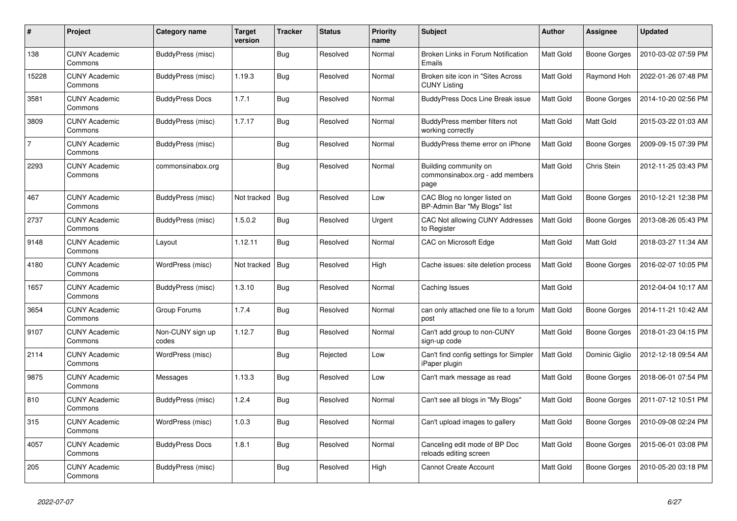| # | Project | Category name | Target version | Tracker | Status | Priority name | Subject | Author | Assignee | Updated |
|---|---|---|---|---|---|---|---|---|---|---|
| 138 | CUNY Academic Commons | BuddyPress (misc) | | Bug | Resolved | Normal | Broken Links in Forum Notification Emails | Matt Gold | Boone Gorges | 2010-03-02 07:59 PM |
| 15228 | CUNY Academic Commons | BuddyPress (misc) | 1.19.3 | Bug | Resolved | Normal | Broken site icon in "Sites Across CUNY Listing | Matt Gold | Raymond Hoh | 2022-01-26 07:48 PM |
| 3581 | CUNY Academic Commons | BuddyPress Docs | 1.7.1 | Bug | Resolved | Normal | BuddyPress Docs Line Break issue | Matt Gold | Boone Gorges | 2014-10-20 02:56 PM |
| 3809 | CUNY Academic Commons | BuddyPress (misc) | 1.7.17 | Bug | Resolved | Normal | BuddyPress member filters not working correctly | Matt Gold | Matt Gold | 2015-03-22 01:03 AM |
| 7 | CUNY Academic Commons | BuddyPress (misc) | | Bug | Resolved | Normal | BuddyPress theme error on iPhone | Matt Gold | Boone Gorges | 2009-09-15 07:39 PM |
| 2293 | CUNY Academic Commons | commonsinabox.org | | Bug | Resolved | Normal | Building community on commonsinabox.org - add members page | Matt Gold | Chris Stein | 2012-11-25 03:43 PM |
| 467 | CUNY Academic Commons | BuddyPress (misc) | Not tracked | Bug | Resolved | Low | CAC Blog no longer listed on BP-Admin Bar "My Blogs" list | Matt Gold | Boone Gorges | 2010-12-21 12:38 PM |
| 2737 | CUNY Academic Commons | BuddyPress (misc) | 1.5.0.2 | Bug | Resolved | Urgent | CAC Not allowing CUNY Addresses to Register | Matt Gold | Boone Gorges | 2013-08-26 05:43 PM |
| 9148 | CUNY Academic Commons | Layout | 1.12.11 | Bug | Resolved | Normal | CAC on Microsoft Edge | Matt Gold | Matt Gold | 2018-03-27 11:34 AM |
| 4180 | CUNY Academic Commons | WordPress (misc) | Not tracked | Bug | Resolved | High | Cache issues: site deletion process | Matt Gold | Boone Gorges | 2016-02-07 10:05 PM |
| 1657 | CUNY Academic Commons | BuddyPress (misc) | 1.3.10 | Bug | Resolved | Normal | Caching Issues | Matt Gold | | 2012-04-04 10:17 AM |
| 3654 | CUNY Academic Commons | Group Forums | 1.7.4 | Bug | Resolved | Normal | can only attached one file to a forum post | Matt Gold | Boone Gorges | 2014-11-21 10:42 AM |
| 9107 | CUNY Academic Commons | Non-CUNY sign up codes | 1.12.7 | Bug | Resolved | Normal | Can't add group to non-CUNY sign-up code | Matt Gold | Boone Gorges | 2018-01-23 04:15 PM |
| 2114 | CUNY Academic Commons | WordPress (misc) | | Bug | Rejected | Low | Can't find config settings for Simpler iPaper plugin | Matt Gold | Dominic Giglio | 2012-12-18 09:54 AM |
| 9875 | CUNY Academic Commons | Messages | 1.13.3 | Bug | Resolved | Low | Can't mark message as read | Matt Gold | Boone Gorges | 2018-06-01 07:54 PM |
| 810 | CUNY Academic Commons | BuddyPress (misc) | 1.2.4 | Bug | Resolved | Normal | Can't see all blogs in "My Blogs" | Matt Gold | Boone Gorges | 2011-07-12 10:51 PM |
| 315 | CUNY Academic Commons | WordPress (misc) | 1.0.3 | Bug | Resolved | Normal | Can't upload images to gallery | Matt Gold | Boone Gorges | 2010-09-08 02:24 PM |
| 4057 | CUNY Academic Commons | BuddyPress Docs | 1.8.1 | Bug | Resolved | Normal | Canceling edit mode of BP Doc reloads editing screen | Matt Gold | Boone Gorges | 2015-06-01 03:08 PM |
| 205 | CUNY Academic Commons | BuddyPress (misc) | | Bug | Resolved | High | Cannot Create Account | Matt Gold | Boone Gorges | 2010-05-20 03:18 PM |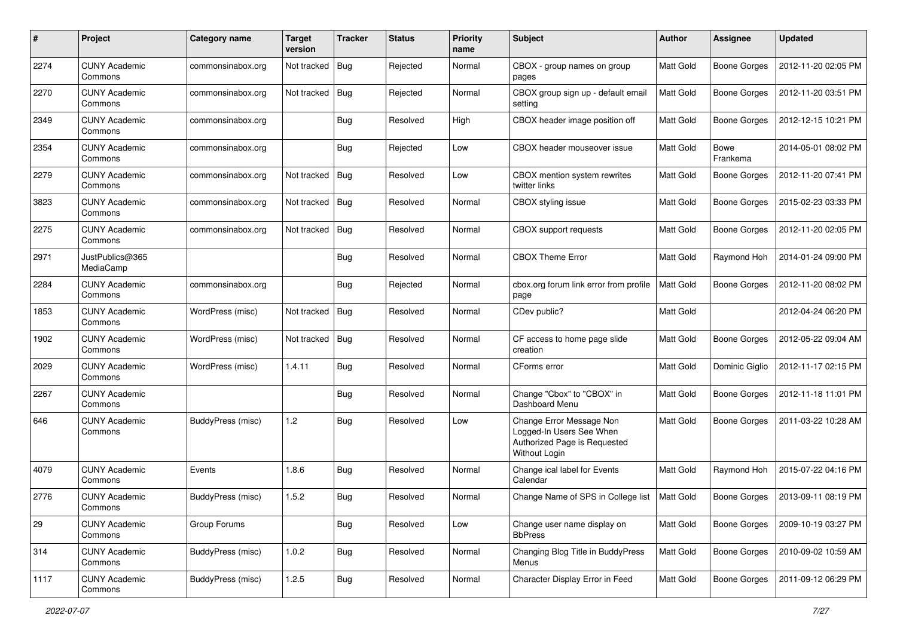| # | Project | Category name | Target version | Tracker | Status | Priority name | Subject | Author | Assignee | Updated |
|---|---|---|---|---|---|---|---|---|---|---|
| 2274 | CUNY Academic Commons | commonsinabox.org | Not tracked | Bug | Rejected | Normal | CBOX - group names on group pages | Matt Gold | Boone Gorges | 2012-11-20 02:05 PM |
| 2270 | CUNY Academic Commons | commonsinabox.org | Not tracked | Bug | Rejected | Normal | CBOX group sign up - default email setting | Matt Gold | Boone Gorges | 2012-11-20 03:51 PM |
| 2349 | CUNY Academic Commons | commonsinabox.org | | Bug | Resolved | High | CBOX header image position off | Matt Gold | Boone Gorges | 2012-12-15 10:21 PM |
| 2354 | CUNY Academic Commons | commonsinabox.org | | Bug | Rejected | Low | CBOX header mouseover issue | Matt Gold | Bowe Frankema | 2014-05-01 08:02 PM |
| 2279 | CUNY Academic Commons | commonsinabox.org | Not tracked | Bug | Resolved | Low | CBOX mention system rewrites twitter links | Matt Gold | Boone Gorges | 2012-11-20 07:41 PM |
| 3823 | CUNY Academic Commons | commonsinabox.org | Not tracked | Bug | Resolved | Normal | CBOX styling issue | Matt Gold | Boone Gorges | 2015-02-23 03:33 PM |
| 2275 | CUNY Academic Commons | commonsinabox.org | Not tracked | Bug | Resolved | Normal | CBOX support requests | Matt Gold | Boone Gorges | 2012-11-20 02:05 PM |
| 2971 | JustPublics@365 MediaCamp | | | Bug | Resolved | Normal | CBOX Theme Error | Matt Gold | Raymond Hoh | 2014-01-24 09:00 PM |
| 2284 | CUNY Academic Commons | commonsinabox.org | | Bug | Rejected | Normal | cbox.org forum link error from profile page | Matt Gold | Boone Gorges | 2012-11-20 08:02 PM |
| 1853 | CUNY Academic Commons | WordPress (misc) | Not tracked | Bug | Resolved | Normal | CDev public? | Matt Gold | | 2012-04-24 06:20 PM |
| 1902 | CUNY Academic Commons | WordPress (misc) | Not tracked | Bug | Resolved | Normal | CF access to home page slide creation | Matt Gold | Boone Gorges | 2012-05-22 09:04 AM |
| 2029 | CUNY Academic Commons | WordPress (misc) | 1.4.11 | Bug | Resolved | Normal | CForms error | Matt Gold | Dominic Giglio | 2012-11-17 02:15 PM |
| 2267 | CUNY Academic Commons | | | Bug | Resolved | Normal | Change "Cbox" to "CBOX" in Dashboard Menu | Matt Gold | Boone Gorges | 2012-11-18 11:01 PM |
| 646 | CUNY Academic Commons | BuddyPress (misc) | 1.2 | Bug | Resolved | Low | Change Error Message Non Logged-In Users See When Authorized Page is Requested Without Login | Matt Gold | Boone Gorges | 2011-03-22 10:28 AM |
| 4079 | CUNY Academic Commons | Events | 1.8.6 | Bug | Resolved | Normal | Change ical label for Events Calendar | Matt Gold | Raymond Hoh | 2015-07-22 04:16 PM |
| 2776 | CUNY Academic Commons | BuddyPress (misc) | 1.5.2 | Bug | Resolved | Normal | Change Name of SPS in College list | Matt Gold | Boone Gorges | 2013-09-11 08:19 PM |
| 29 | CUNY Academic Commons | Group Forums | | Bug | Resolved | Low | Change user name display on BbPress | Matt Gold | Boone Gorges | 2009-10-19 03:27 PM |
| 314 | CUNY Academic Commons | BuddyPress (misc) | 1.0.2 | Bug | Resolved | Normal | Changing Blog Title in BuddyPress Menus | Matt Gold | Boone Gorges | 2010-09-02 10:59 AM |
| 1117 | CUNY Academic Commons | BuddyPress (misc) | 1.2.5 | Bug | Resolved | Normal | Character Display Error in Feed | Matt Gold | Boone Gorges | 2011-09-12 06:29 PM |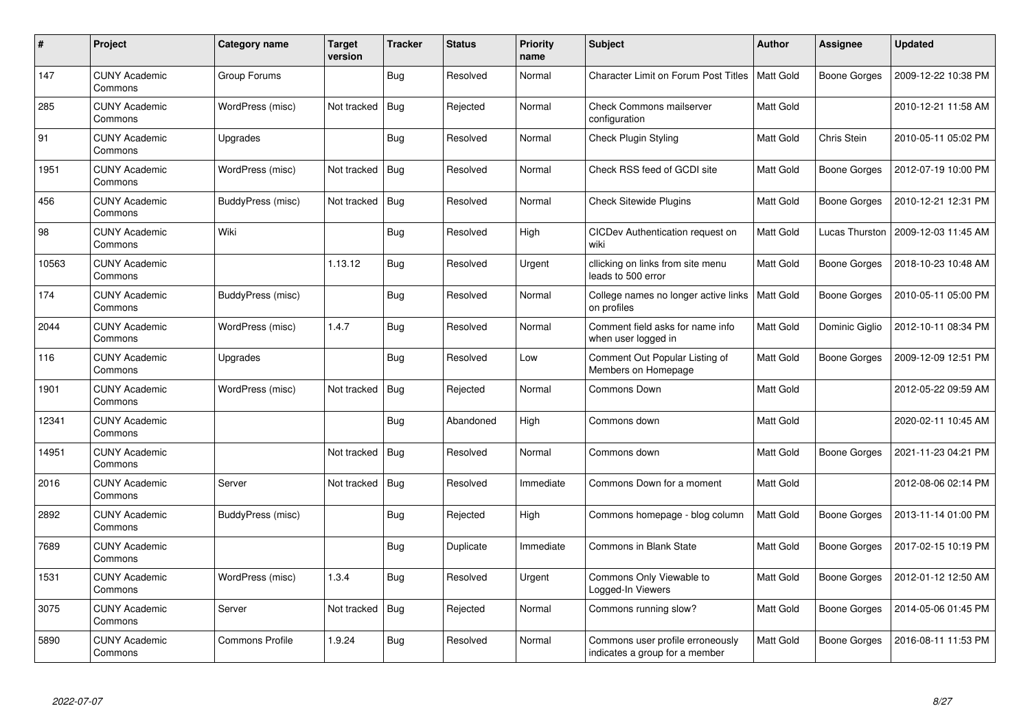| # | Project | Category name | Target version | Tracker | Status | Priority name | Subject | Author | Assignee | Updated |
|---|---|---|---|---|---|---|---|---|---|---|
| 147 | CUNY Academic Commons | Group Forums | | Bug | Resolved | Normal | Character Limit on Forum Post Titles | Matt Gold | Boone Gorges | 2009-12-22 10:38 PM |
| 285 | CUNY Academic Commons | WordPress (misc) | Not tracked | Bug | Rejected | Normal | Check Commons mailserver configuration | Matt Gold | | 2010-12-21 11:58 AM |
| 91 | CUNY Academic Commons | Upgrades | | Bug | Resolved | Normal | Check Plugin Styling | Matt Gold | Chris Stein | 2010-05-11 05:02 PM |
| 1951 | CUNY Academic Commons | WordPress (misc) | Not tracked | Bug | Resolved | Normal | Check RSS feed of GCDI site | Matt Gold | Boone Gorges | 2012-07-19 10:00 PM |
| 456 | CUNY Academic Commons | BuddyPress (misc) | Not tracked | Bug | Resolved | Normal | Check Sitewide Plugins | Matt Gold | Boone Gorges | 2010-12-21 12:31 PM |
| 98 | CUNY Academic Commons | Wiki | | Bug | Resolved | High | CICDev Authentication request on wiki | Matt Gold | Lucas Thurston | 2009-12-03 11:45 AM |
| 10563 | CUNY Academic Commons | | 1.13.12 | Bug | Resolved | Urgent | cllicking on links from site menu leads to 500 error | Matt Gold | Boone Gorges | 2018-10-23 10:48 AM |
| 174 | CUNY Academic Commons | BuddyPress (misc) | | Bug | Resolved | Normal | College names no longer active links on profiles | Matt Gold | Boone Gorges | 2010-05-11 05:00 PM |
| 2044 | CUNY Academic Commons | WordPress (misc) | 1.4.7 | Bug | Resolved | Normal | Comment field asks for name info when user logged in | Matt Gold | Dominic Giglio | 2012-10-11 08:34 PM |
| 116 | CUNY Academic Commons | Upgrades | | Bug | Resolved | Low | Comment Out Popular Listing of Members on Homepage | Matt Gold | Boone Gorges | 2009-12-09 12:51 PM |
| 1901 | CUNY Academic Commons | WordPress (misc) | Not tracked | Bug | Rejected | Normal | Commons Down | Matt Gold | | 2012-05-22 09:59 AM |
| 12341 | CUNY Academic Commons | | | Bug | Abandoned | High | Commons down | Matt Gold | | 2020-02-11 10:45 AM |
| 14951 | CUNY Academic Commons | | Not tracked | Bug | Resolved | Normal | Commons down | Matt Gold | Boone Gorges | 2021-11-23 04:21 PM |
| 2016 | CUNY Academic Commons | Server | Not tracked | Bug | Resolved | Immediate | Commons Down for a moment | Matt Gold | | 2012-08-06 02:14 PM |
| 2892 | CUNY Academic Commons | BuddyPress (misc) | | Bug | Rejected | High | Commons homepage - blog column | Matt Gold | Boone Gorges | 2013-11-14 01:00 PM |
| 7689 | CUNY Academic Commons | | | Bug | Duplicate | Immediate | Commons in Blank State | Matt Gold | Boone Gorges | 2017-02-15 10:19 PM |
| 1531 | CUNY Academic Commons | WordPress (misc) | 1.3.4 | Bug | Resolved | Urgent | Commons Only Viewable to Logged-In Viewers | Matt Gold | Boone Gorges | 2012-01-12 12:50 AM |
| 3075 | CUNY Academic Commons | Server | Not tracked | Bug | Rejected | Normal | Commons running slow? | Matt Gold | Boone Gorges | 2014-05-06 01:45 PM |
| 5890 | CUNY Academic Commons | Commons Profile | 1.9.24 | Bug | Resolved | Normal | Commons user profile erroneously indicates a group for a member | Matt Gold | Boone Gorges | 2016-08-11 11:53 PM |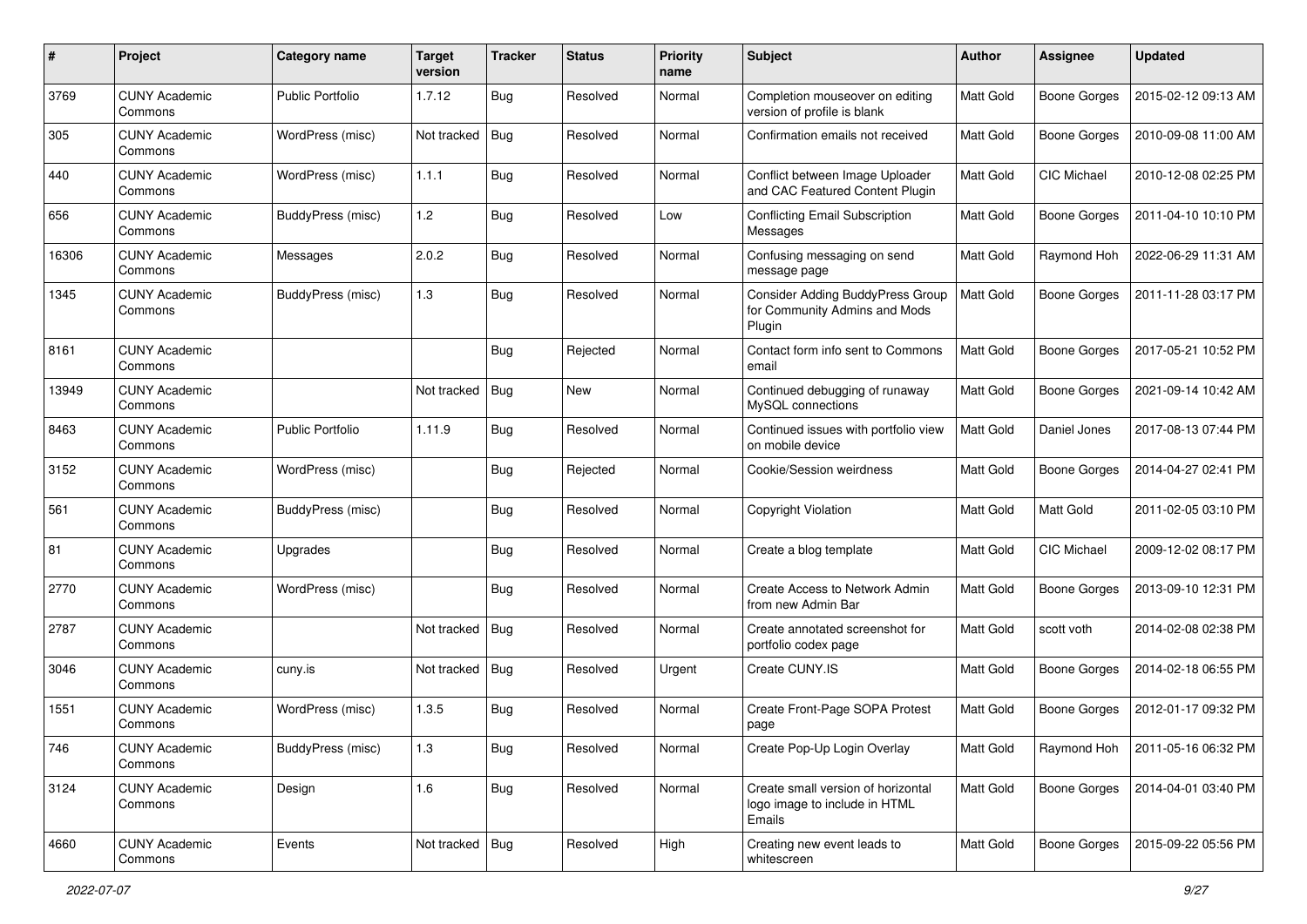| # | Project | Category name | Target version | Tracker | Status | Priority name | Subject | Author | Assignee | Updated |
|---|---|---|---|---|---|---|---|---|---|---|
| 3769 | CUNY Academic Commons | Public Portfolio | 1.7.12 | Bug | Resolved | Normal | Completion mouseover on editing version of profile is blank | Matt Gold | Boone Gorges | 2015-02-12 09:13 AM |
| 305 | CUNY Academic Commons | WordPress (misc) | Not tracked | Bug | Resolved | Normal | Confirmation emails not received | Matt Gold | Boone Gorges | 2010-09-08 11:00 AM |
| 440 | CUNY Academic Commons | WordPress (misc) | 1.1.1 | Bug | Resolved | Normal | Conflict between Image Uploader and CAC Featured Content Plugin | Matt Gold | CIC Michael | 2010-12-08 02:25 PM |
| 656 | CUNY Academic Commons | BuddyPress (misc) | 1.2 | Bug | Resolved | Low | Conflicting Email Subscription Messages | Matt Gold | Boone Gorges | 2011-04-10 10:10 PM |
| 16306 | CUNY Academic Commons | Messages | 2.0.2 | Bug | Resolved | Normal | Confusing messaging on send message page | Matt Gold | Raymond Hoh | 2022-06-29 11:31 AM |
| 1345 | CUNY Academic Commons | BuddyPress (misc) | 1.3 | Bug | Resolved | Normal | Consider Adding BuddyPress Group for Community Admins and Mods Plugin | Matt Gold | Boone Gorges | 2011-11-28 03:17 PM |
| 8161 | CUNY Academic Commons | | | Bug | Rejected | Normal | Contact form info sent to Commons email | Matt Gold | Boone Gorges | 2017-05-21 10:52 PM |
| 13949 | CUNY Academic Commons | | Not tracked | Bug | New | Normal | Continued debugging of runaway MySQL connections | Matt Gold | Boone Gorges | 2021-09-14 10:42 AM |
| 8463 | CUNY Academic Commons | Public Portfolio | 1.11.9 | Bug | Resolved | Normal | Continued issues with portfolio view on mobile device | Matt Gold | Daniel Jones | 2017-08-13 07:44 PM |
| 3152 | CUNY Academic Commons | WordPress (misc) | | Bug | Rejected | Normal | Cookie/Session weirdness | Matt Gold | Boone Gorges | 2014-04-27 02:41 PM |
| 561 | CUNY Academic Commons | BuddyPress (misc) | | Bug | Resolved | Normal | Copyright Violation | Matt Gold | Matt Gold | 2011-02-05 03:10 PM |
| 81 | CUNY Academic Commons | Upgrades | | Bug | Resolved | Normal | Create a blog template | Matt Gold | CIC Michael | 2009-12-02 08:17 PM |
| 2770 | CUNY Academic Commons | WordPress (misc) | | Bug | Resolved | Normal | Create Access to Network Admin from new Admin Bar | Matt Gold | Boone Gorges | 2013-09-10 12:31 PM |
| 2787 | CUNY Academic Commons | | Not tracked | Bug | Resolved | Normal | Create annotated screenshot for portfolio codex page | Matt Gold | scott voth | 2014-02-08 02:38 PM |
| 3046 | CUNY Academic Commons | cuny.is | Not tracked | Bug | Resolved | Urgent | Create CUNY.IS | Matt Gold | Boone Gorges | 2014-02-18 06:55 PM |
| 1551 | CUNY Academic Commons | WordPress (misc) | 1.3.5 | Bug | Resolved | Normal | Create Front-Page SOPA Protest page | Matt Gold | Boone Gorges | 2012-01-17 09:32 PM |
| 746 | CUNY Academic Commons | BuddyPress (misc) | 1.3 | Bug | Resolved | Normal | Create Pop-Up Login Overlay | Matt Gold | Raymond Hoh | 2011-05-16 06:32 PM |
| 3124 | CUNY Academic Commons | Design | 1.6 | Bug | Resolved | Normal | Create small version of horizontal logo image to include in HTML Emails | Matt Gold | Boone Gorges | 2014-04-01 03:40 PM |
| 4660 | CUNY Academic Commons | Events | Not tracked | Bug | Resolved | High | Creating new event leads to whitescreen | Matt Gold | Boone Gorges | 2015-09-22 05:56 PM |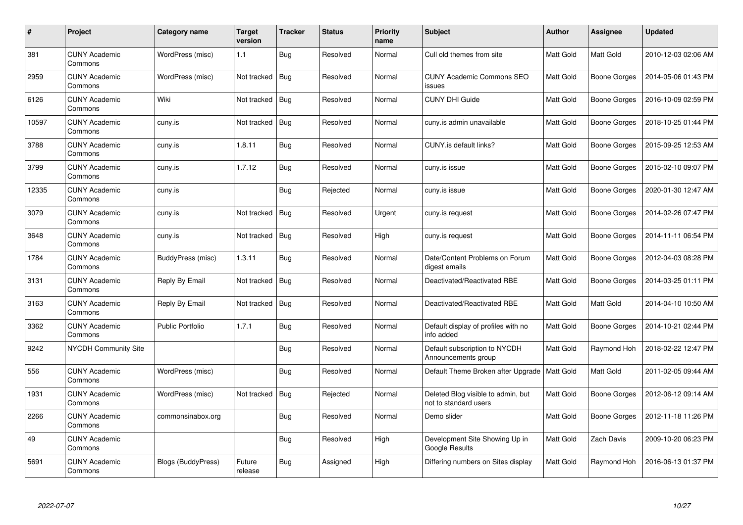| # | Project | Category name | Target version | Tracker | Status | Priority name | Subject | Author | Assignee | Updated |
|---|---|---|---|---|---|---|---|---|---|---|
| 381 | CUNY Academic Commons | WordPress (misc) | 1.1 | Bug | Resolved | Normal | Cull old themes from site | Matt Gold | Matt Gold | 2010-12-03 02:06 AM |
| 2959 | CUNY Academic Commons | WordPress (misc) | Not tracked | Bug | Resolved | Normal | CUNY Academic Commons SEO issues | Matt Gold | Boone Gorges | 2014-05-06 01:43 PM |
| 6126 | CUNY Academic Commons | Wiki | Not tracked | Bug | Resolved | Normal | CUNY DHI Guide | Matt Gold | Boone Gorges | 2016-10-09 02:59 PM |
| 10597 | CUNY Academic Commons | cuny.is | Not tracked | Bug | Resolved | Normal | cuny.is admin unavailable | Matt Gold | Boone Gorges | 2018-10-25 01:44 PM |
| 3788 | CUNY Academic Commons | cuny.is | 1.8.11 | Bug | Resolved | Normal | CUNY.is default links? | Matt Gold | Boone Gorges | 2015-09-25 12:53 AM |
| 3799 | CUNY Academic Commons | cuny.is | 1.7.12 | Bug | Resolved | Normal | cuny.is issue | Matt Gold | Boone Gorges | 2015-02-10 09:07 PM |
| 12335 | CUNY Academic Commons | cuny.is | | Bug | Rejected | Normal | cuny.is issue | Matt Gold | Boone Gorges | 2020-01-30 12:47 AM |
| 3079 | CUNY Academic Commons | cuny.is | Not tracked | Bug | Resolved | Urgent | cuny.is request | Matt Gold | Boone Gorges | 2014-02-26 07:47 PM |
| 3648 | CUNY Academic Commons | cuny.is | Not tracked | Bug | Resolved | High | cuny.is request | Matt Gold | Boone Gorges | 2014-11-11 06:54 PM |
| 1784 | CUNY Academic Commons | BuddyPress (misc) | 1.3.11 | Bug | Resolved | Normal | Date/Content Problems on Forum digest emails | Matt Gold | Boone Gorges | 2012-04-03 08:28 PM |
| 3131 | CUNY Academic Commons | Reply By Email | Not tracked | Bug | Resolved | Normal | Deactivated/Reactivated RBE | Matt Gold | Boone Gorges | 2014-03-25 01:11 PM |
| 3163 | CUNY Academic Commons | Reply By Email | Not tracked | Bug | Resolved | Normal | Deactivated/Reactivated RBE | Matt Gold | Matt Gold | 2014-04-10 10:50 AM |
| 3362 | CUNY Academic Commons | Public Portfolio | 1.7.1 | Bug | Resolved | Normal | Default display of profiles with no info added | Matt Gold | Boone Gorges | 2014-10-21 02:44 PM |
| 9242 | NYCDH Community Site | | | Bug | Resolved | Normal | Default subscription to NYCDH Announcements group | Matt Gold | Raymond Hoh | 2018-02-22 12:47 PM |
| 556 | CUNY Academic Commons | WordPress (misc) | | Bug | Resolved | Normal | Default Theme Broken after Upgrade | Matt Gold | Matt Gold | 2011-02-05 09:44 AM |
| 1931 | CUNY Academic Commons | WordPress (misc) | Not tracked | Bug | Rejected | Normal | Deleted Blog visible to admin, but not to standard users | Matt Gold | Boone Gorges | 2012-06-12 09:14 AM |
| 2266 | CUNY Academic Commons | commonsinabox.org | | Bug | Resolved | Normal | Demo slider | Matt Gold | Boone Gorges | 2012-11-18 11:26 PM |
| 49 | CUNY Academic Commons | | | Bug | Resolved | High | Development Site Showing Up in Google Results | Matt Gold | Zach Davis | 2009-10-20 06:23 PM |
| 5691 | CUNY Academic Commons | Blogs (BuddyPress) | Future release | Bug | Assigned | High | Differing numbers on Sites display | Matt Gold | Raymond Hoh | 2016-06-13 01:37 PM |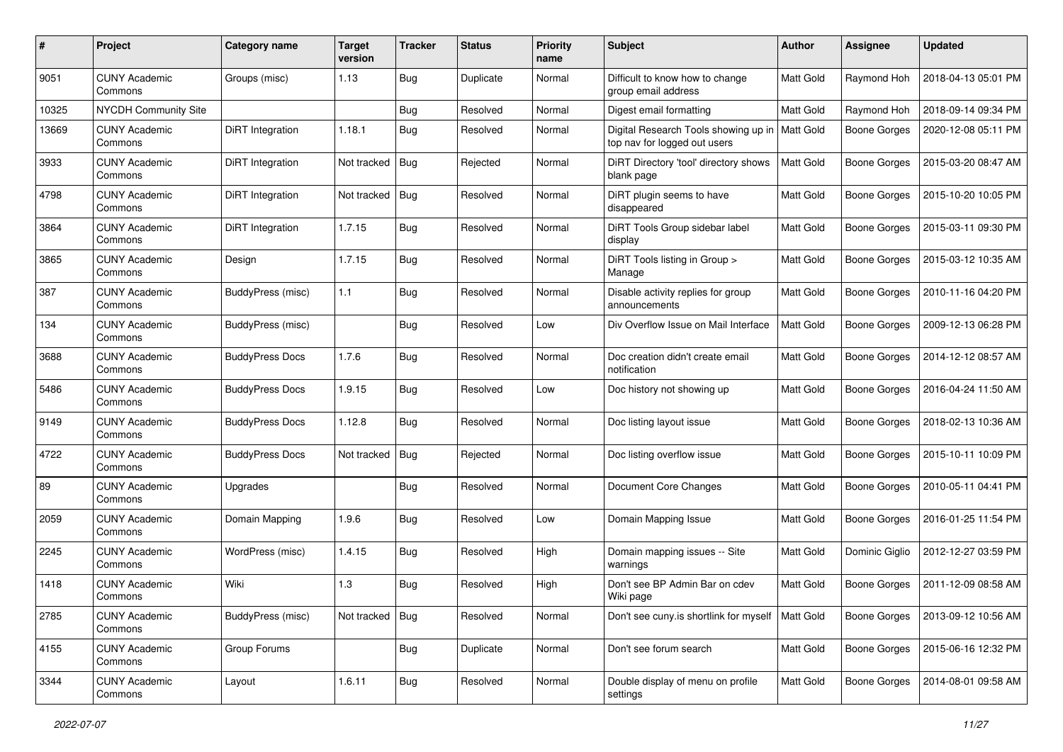| # | Project | Category name | Target version | Tracker | Status | Priority name | Subject | Author | Assignee | Updated |
|---|---|---|---|---|---|---|---|---|---|---|
| 9051 | CUNY Academic Commons | Groups (misc) | 1.13 | Bug | Duplicate | Normal | Difficult to know how to change group email address | Matt Gold | Raymond Hoh | 2018-04-13 05:01 PM |
| 10325 | NYCDH Community Site | | | Bug | Resolved | Normal | Digest email formatting | Matt Gold | Raymond Hoh | 2018-09-14 09:34 PM |
| 13669 | CUNY Academic Commons | DiRT Integration | 1.18.1 | Bug | Resolved | Normal | Digital Research Tools showing up in top nav for logged out users | Matt Gold | Boone Gorges | 2020-12-08 05:11 PM |
| 3933 | CUNY Academic Commons | DiRT Integration | Not tracked | Bug | Rejected | Normal | DiRT Directory 'tool' directory shows blank page | Matt Gold | Boone Gorges | 2015-03-20 08:47 AM |
| 4798 | CUNY Academic Commons | DiRT Integration | Not tracked | Bug | Resolved | Normal | DiRT plugin seems to have disappeared | Matt Gold | Boone Gorges | 2015-10-20 10:05 PM |
| 3864 | CUNY Academic Commons | DiRT Integration | 1.7.15 | Bug | Resolved | Normal | DiRT Tools Group sidebar label display | Matt Gold | Boone Gorges | 2015-03-11 09:30 PM |
| 3865 | CUNY Academic Commons | Design | 1.7.15 | Bug | Resolved | Normal | DiRT Tools listing in Group > Manage | Matt Gold | Boone Gorges | 2015-03-12 10:35 AM |
| 387 | CUNY Academic Commons | BuddyPress (misc) | 1.1 | Bug | Resolved | Normal | Disable activity replies for group announcements | Matt Gold | Boone Gorges | 2010-11-16 04:20 PM |
| 134 | CUNY Academic Commons | BuddyPress (misc) | | Bug | Resolved | Low | Div Overflow Issue on Mail Interface | Matt Gold | Boone Gorges | 2009-12-13 06:28 PM |
| 3688 | CUNY Academic Commons | BuddyPress Docs | 1.7.6 | Bug | Resolved | Normal | Doc creation didn't create email notification | Matt Gold | Boone Gorges | 2014-12-12 08:57 AM |
| 5486 | CUNY Academic Commons | BuddyPress Docs | 1.9.15 | Bug | Resolved | Low | Doc history not showing up | Matt Gold | Boone Gorges | 2016-04-24 11:50 AM |
| 9149 | CUNY Academic Commons | BuddyPress Docs | 1.12.8 | Bug | Resolved | Normal | Doc listing layout issue | Matt Gold | Boone Gorges | 2018-02-13 10:36 AM |
| 4722 | CUNY Academic Commons | BuddyPress Docs | Not tracked | Bug | Rejected | Normal | Doc listing overflow issue | Matt Gold | Boone Gorges | 2015-10-11 10:09 PM |
| 89 | CUNY Academic Commons | Upgrades | | Bug | Resolved | Normal | Document Core Changes | Matt Gold | Boone Gorges | 2010-05-11 04:41 PM |
| 2059 | CUNY Academic Commons | Domain Mapping | 1.9.6 | Bug | Resolved | Low | Domain Mapping Issue | Matt Gold | Boone Gorges | 2016-01-25 11:54 PM |
| 2245 | CUNY Academic Commons | WordPress (misc) | 1.4.15 | Bug | Resolved | High | Domain mapping issues -- Site warnings | Matt Gold | Dominic Giglio | 2012-12-27 03:59 PM |
| 1418 | CUNY Academic Commons | Wiki | 1.3 | Bug | Resolved | High | Don't see BP Admin Bar on cdev Wiki page | Matt Gold | Boone Gorges | 2011-12-09 08:58 AM |
| 2785 | CUNY Academic Commons | BuddyPress (misc) | Not tracked | Bug | Resolved | Normal | Don't see cuny.is shortlink for myself | Matt Gold | Boone Gorges | 2013-09-12 10:56 AM |
| 4155 | CUNY Academic Commons | Group Forums | | Bug | Duplicate | Normal | Don't see forum search | Matt Gold | Boone Gorges | 2015-06-16 12:32 PM |
| 3344 | CUNY Academic Commons | Layout | 1.6.11 | Bug | Resolved | Normal | Double display of menu on profile settings | Matt Gold | Boone Gorges | 2014-08-01 09:58 AM |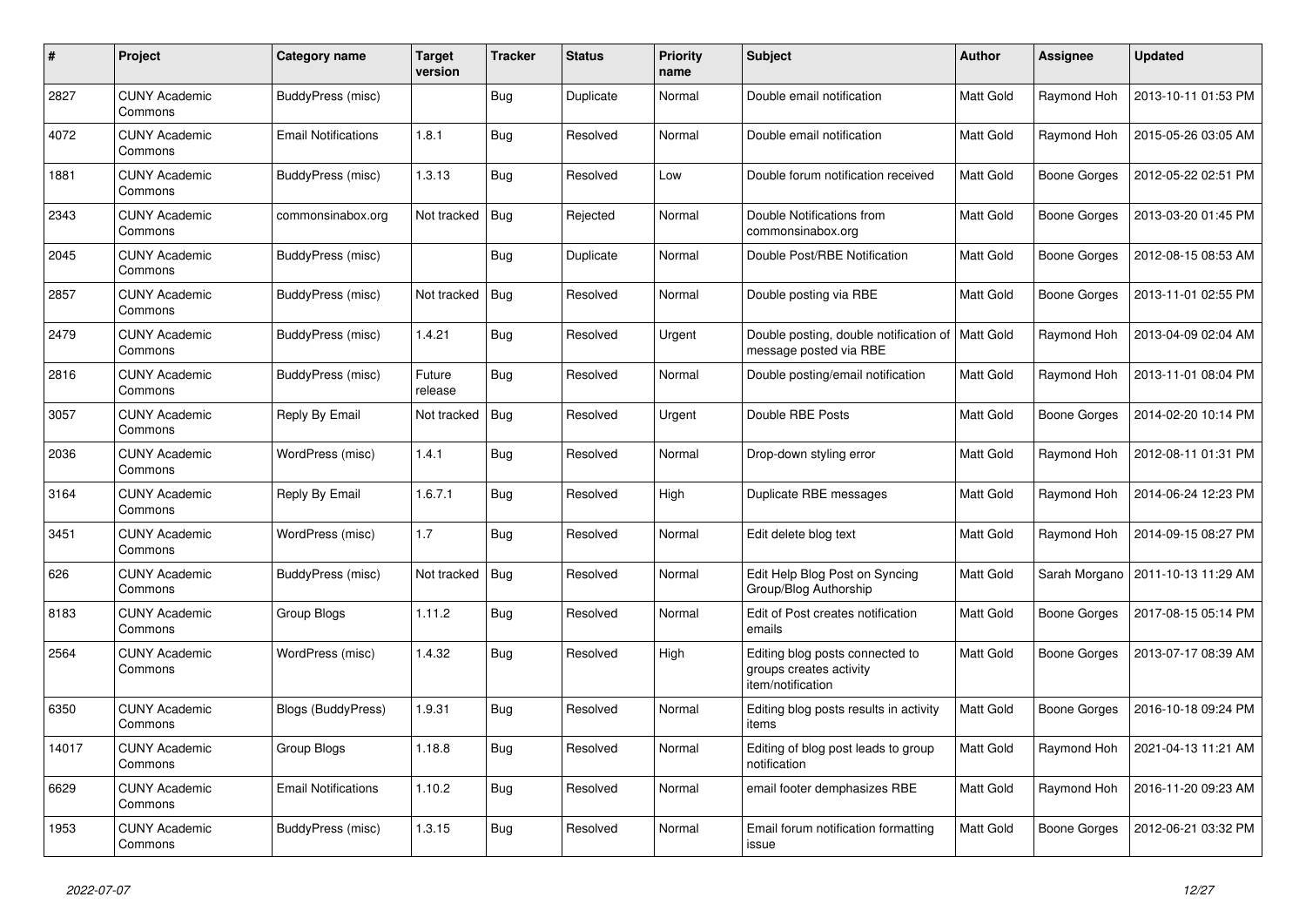| # | Project | Category name | Target version | Tracker | Status | Priority name | Subject | Author | Assignee | Updated |
|---|---|---|---|---|---|---|---|---|---|---|
| 2827 | CUNY Academic Commons | BuddyPress (misc) | | Bug | Duplicate | Normal | Double email notification | Matt Gold | Raymond Hoh | 2013-10-11 01:53 PM |
| 4072 | CUNY Academic Commons | Email Notifications | 1.8.1 | Bug | Resolved | Normal | Double email notification | Matt Gold | Raymond Hoh | 2015-05-26 03:05 AM |
| 1881 | CUNY Academic Commons | BuddyPress (misc) | 1.3.13 | Bug | Resolved | Low | Double forum notification received | Matt Gold | Boone Gorges | 2012-05-22 02:51 PM |
| 2343 | CUNY Academic Commons | commonsinabox.org | Not tracked | Bug | Rejected | Normal | Double Notifications from commonsinabox.org | Matt Gold | Boone Gorges | 2013-03-20 01:45 PM |
| 2045 | CUNY Academic Commons | BuddyPress (misc) | | Bug | Duplicate | Normal | Double Post/RBE Notification | Matt Gold | Boone Gorges | 2012-08-15 08:53 AM |
| 2857 | CUNY Academic Commons | BuddyPress (misc) | Not tracked | Bug | Resolved | Normal | Double posting via RBE | Matt Gold | Boone Gorges | 2013-11-01 02:55 PM |
| 2479 | CUNY Academic Commons | BuddyPress (misc) | 1.4.21 | Bug | Resolved | Urgent | Double posting, double notification of message posted via RBE | Matt Gold | Raymond Hoh | 2013-04-09 02:04 AM |
| 2816 | CUNY Academic Commons | BuddyPress (misc) | Future release | Bug | Resolved | Normal | Double posting/email notification | Matt Gold | Raymond Hoh | 2013-11-01 08:04 PM |
| 3057 | CUNY Academic Commons | Reply By Email | Not tracked | Bug | Resolved | Urgent | Double RBE Posts | Matt Gold | Boone Gorges | 2014-02-20 10:14 PM |
| 2036 | CUNY Academic Commons | WordPress (misc) | 1.4.1 | Bug | Resolved | Normal | Drop-down styling error | Matt Gold | Raymond Hoh | 2012-08-11 01:31 PM |
| 3164 | CUNY Academic Commons | Reply By Email | 1.6.7.1 | Bug | Resolved | High | Duplicate RBE messages | Matt Gold | Raymond Hoh | 2014-06-24 12:23 PM |
| 3451 | CUNY Academic Commons | WordPress (misc) | 1.7 | Bug | Resolved | Normal | Edit delete blog text | Matt Gold | Raymond Hoh | 2014-09-15 08:27 PM |
| 626 | CUNY Academic Commons | BuddyPress (misc) | Not tracked | Bug | Resolved | Normal | Edit Help Blog Post on Syncing Group/Blog Authorship | Matt Gold | Sarah Morgano | 2011-10-13 11:29 AM |
| 8183 | CUNY Academic Commons | Group Blogs | 1.11.2 | Bug | Resolved | Normal | Edit of Post creates notification emails | Matt Gold | Boone Gorges | 2017-08-15 05:14 PM |
| 2564 | CUNY Academic Commons | WordPress (misc) | 1.4.32 | Bug | Resolved | High | Editing blog posts connected to groups creates activity item/notification | Matt Gold | Boone Gorges | 2013-07-17 08:39 AM |
| 6350 | CUNY Academic Commons | Blogs (BuddyPress) | 1.9.31 | Bug | Resolved | Normal | Editing blog posts results in activity items | Matt Gold | Boone Gorges | 2016-10-18 09:24 PM |
| 14017 | CUNY Academic Commons | Group Blogs | 1.18.8 | Bug | Resolved | Normal | Editing of blog post leads to group notification | Matt Gold | Raymond Hoh | 2021-04-13 11:21 AM |
| 6629 | CUNY Academic Commons | Email Notifications | 1.10.2 | Bug | Resolved | Normal | email footer demphasizes RBE | Matt Gold | Raymond Hoh | 2016-11-20 09:23 AM |
| 1953 | CUNY Academic Commons | BuddyPress (misc) | 1.3.15 | Bug | Resolved | Normal | Email forum notification formatting issue | Matt Gold | Boone Gorges | 2012-06-21 03:32 PM |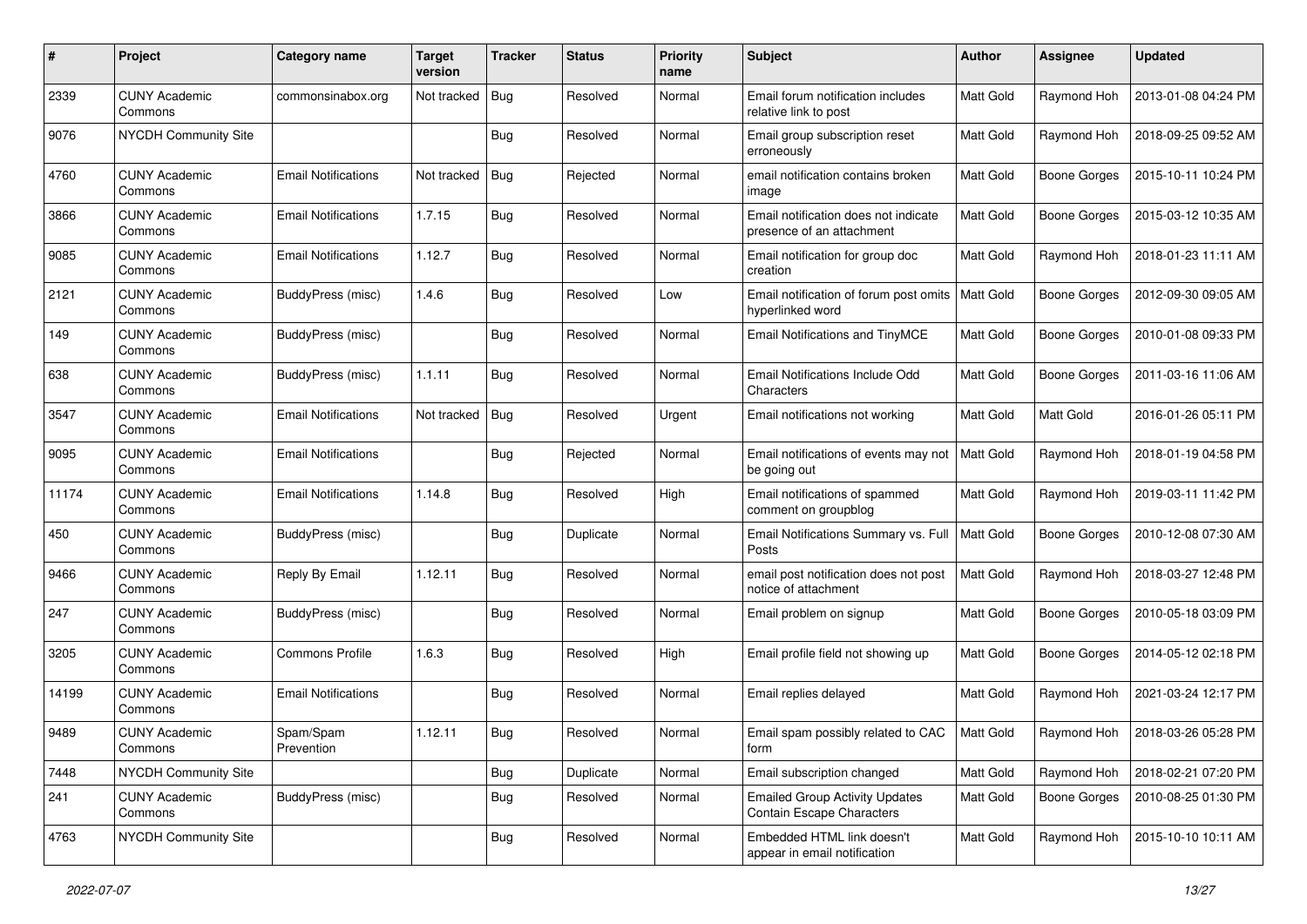| # | Project | Category name | Target version | Tracker | Status | Priority name | Subject | Author | Assignee | Updated |
|---|---|---|---|---|---|---|---|---|---|---|
| 2339 | CUNY Academic Commons | commonsinabox.org | Not tracked | Bug | Resolved | Normal | Email forum notification includes relative link to post | Matt Gold | Raymond Hoh | 2013-01-08 04:24 PM |
| 9076 | NYCDH Community Site | | | Bug | Resolved | Normal | Email group subscription reset erroneously | Matt Gold | Raymond Hoh | 2018-09-25 09:52 AM |
| 4760 | CUNY Academic Commons | Email Notifications | Not tracked | Bug | Rejected | Normal | email notification contains broken image | Matt Gold | Boone Gorges | 2015-10-11 10:24 PM |
| 3866 | CUNY Academic Commons | Email Notifications | 1.7.15 | Bug | Resolved | Normal | Email notification does not indicate presence of an attachment | Matt Gold | Boone Gorges | 2015-03-12 10:35 AM |
| 9085 | CUNY Academic Commons | Email Notifications | 1.12.7 | Bug | Resolved | Normal | Email notification for group doc creation | Matt Gold | Raymond Hoh | 2018-01-23 11:11 AM |
| 2121 | CUNY Academic Commons | BuddyPress (misc) | 1.4.6 | Bug | Resolved | Low | Email notification of forum post omits hyperlinked word | Matt Gold | Boone Gorges | 2012-09-30 09:05 AM |
| 149 | CUNY Academic Commons | BuddyPress (misc) | | Bug | Resolved | Normal | Email Notifications and TinyMCE | Matt Gold | Boone Gorges | 2010-01-08 09:33 PM |
| 638 | CUNY Academic Commons | BuddyPress (misc) | 1.1.11 | Bug | Resolved | Normal | Email Notifications Include Odd Characters | Matt Gold | Boone Gorges | 2011-03-16 11:06 AM |
| 3547 | CUNY Academic Commons | Email Notifications | Not tracked | Bug | Resolved | Urgent | Email notifications not working | Matt Gold | Matt Gold | 2016-01-26 05:11 PM |
| 9095 | CUNY Academic Commons | Email Notifications | | Bug | Rejected | Normal | Email notifications of events may not be going out | Matt Gold | Raymond Hoh | 2018-01-19 04:58 PM |
| 11174 | CUNY Academic Commons | Email Notifications | 1.14.8 | Bug | Resolved | High | Email notifications of spammed comment on groupblog | Matt Gold | Raymond Hoh | 2019-03-11 11:42 PM |
| 450 | CUNY Academic Commons | BuddyPress (misc) | | Bug | Duplicate | Normal | Email Notifications Summary vs. Full Posts | Matt Gold | Boone Gorges | 2010-12-08 07:30 AM |
| 9466 | CUNY Academic Commons | Reply By Email | 1.12.11 | Bug | Resolved | Normal | email post notification does not post notice of attachment | Matt Gold | Raymond Hoh | 2018-03-27 12:48 PM |
| 247 | CUNY Academic Commons | BuddyPress (misc) | | Bug | Resolved | Normal | Email problem on signup | Matt Gold | Boone Gorges | 2010-05-18 03:09 PM |
| 3205 | CUNY Academic Commons | Commons Profile | 1.6.3 | Bug | Resolved | High | Email profile field not showing up | Matt Gold | Boone Gorges | 2014-05-12 02:18 PM |
| 14199 | CUNY Academic Commons | Email Notifications | | Bug | Resolved | Normal | Email replies delayed | Matt Gold | Raymond Hoh | 2021-03-24 12:17 PM |
| 9489 | CUNY Academic Commons | Spam/Spam Prevention | 1.12.11 | Bug | Resolved | Normal | Email spam possibly related to CAC form | Matt Gold | Raymond Hoh | 2018-03-26 05:28 PM |
| 7448 | NYCDH Community Site | | | Bug | Duplicate | Normal | Email subscription changed | Matt Gold | Raymond Hoh | 2018-02-21 07:20 PM |
| 241 | CUNY Academic Commons | BuddyPress (misc) | | Bug | Resolved | Normal | Emailed Group Activity Updates Contain Escape Characters | Matt Gold | Boone Gorges | 2010-08-25 01:30 PM |
| 4763 | NYCDH Community Site | | | Bug | Resolved | Normal | Embedded HTML link doesn't appear in email notification | Matt Gold | Raymond Hoh | 2015-10-10 10:11 AM |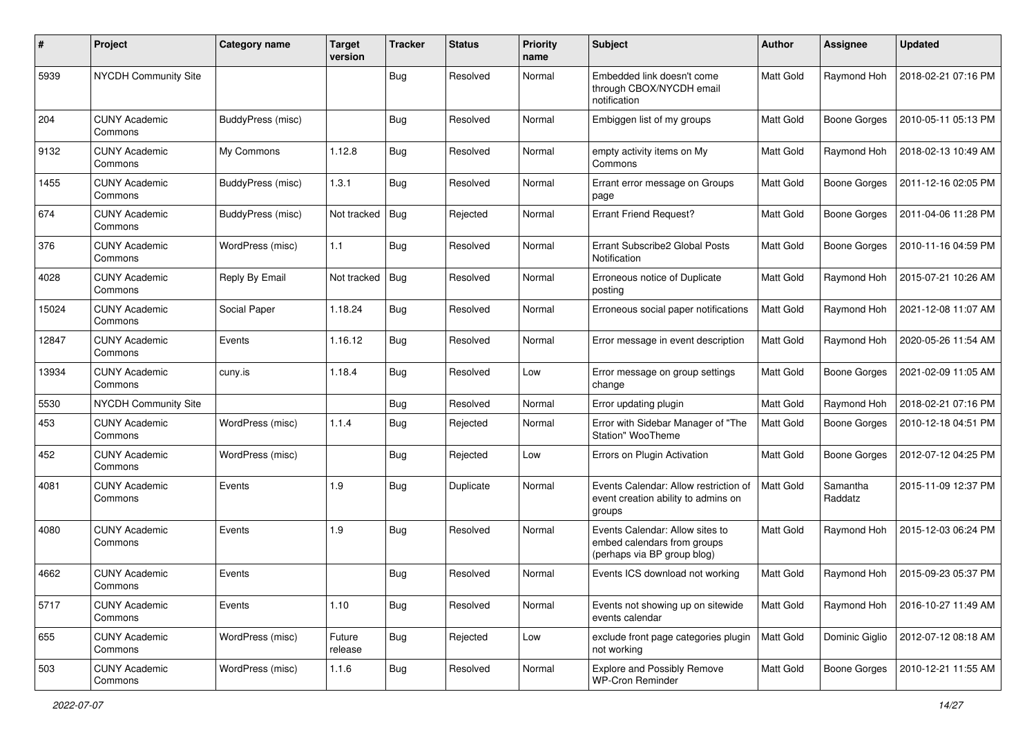| # | Project | Category name | Target version | Tracker | Status | Priority name | Subject | Author | Assignee | Updated |
|---|---|---|---|---|---|---|---|---|---|---|
| 5939 | NYCDH Community Site | | | Bug | Resolved | Normal | Embedded link doesn't come through CBOX/NYCDH email notification | Matt Gold | Raymond Hoh | 2018-02-21 07:16 PM |
| 204 | CUNY Academic Commons | BuddyPress (misc) | | Bug | Resolved | Normal | Embiggen list of my groups | Matt Gold | Boone Gorges | 2010-05-11 05:13 PM |
| 9132 | CUNY Academic Commons | My Commons | 1.12.8 | Bug | Resolved | Normal | empty activity items on My Commons | Matt Gold | Raymond Hoh | 2018-02-13 10:49 AM |
| 1455 | CUNY Academic Commons | BuddyPress (misc) | 1.3.1 | Bug | Resolved | Normal | Errant error message on Groups page | Matt Gold | Boone Gorges | 2011-12-16 02:05 PM |
| 674 | CUNY Academic Commons | BuddyPress (misc) | Not tracked | Bug | Rejected | Normal | Errant Friend Request? | Matt Gold | Boone Gorges | 2011-04-06 11:28 PM |
| 376 | CUNY Academic Commons | WordPress (misc) | 1.1 | Bug | Resolved | Normal | Errant Subscribe2 Global Posts Notification | Matt Gold | Boone Gorges | 2010-11-16 04:59 PM |
| 4028 | CUNY Academic Commons | Reply By Email | Not tracked | Bug | Resolved | Normal | Erroneous notice of Duplicate posting | Matt Gold | Raymond Hoh | 2015-07-21 10:26 AM |
| 15024 | CUNY Academic Commons | Social Paper | 1.18.24 | Bug | Resolved | Normal | Erroneous social paper notifications | Matt Gold | Raymond Hoh | 2021-12-08 11:07 AM |
| 12847 | CUNY Academic Commons | Events | 1.16.12 | Bug | Resolved | Normal | Error message in event description | Matt Gold | Raymond Hoh | 2020-05-26 11:54 AM |
| 13934 | CUNY Academic Commons | cuny.is | 1.18.4 | Bug | Resolved | Low | Error message on group settings change | Matt Gold | Boone Gorges | 2021-02-09 11:05 AM |
| 5530 | NYCDH Community Site | | | Bug | Resolved | Normal | Error updating plugin | Matt Gold | Raymond Hoh | 2018-02-21 07:16 PM |
| 453 | CUNY Academic Commons | WordPress (misc) | 1.1.4 | Bug | Rejected | Normal | Error with Sidebar Manager of "The Station" WooTheme | Matt Gold | Boone Gorges | 2010-12-18 04:51 PM |
| 452 | CUNY Academic Commons | WordPress (misc) | | Bug | Rejected | Low | Errors on Plugin Activation | Matt Gold | Boone Gorges | 2012-07-12 04:25 PM |
| 4081 | CUNY Academic Commons | Events | 1.9 | Bug | Duplicate | Normal | Events Calendar: Allow restriction of event creation ability to admins on groups | Matt Gold | Samantha Raddatz | 2015-11-09 12:37 PM |
| 4080 | CUNY Academic Commons | Events | 1.9 | Bug | Resolved | Normal | Events Calendar: Allow sites to embed calendars from groups (perhaps via BP group blog) | Matt Gold | Raymond Hoh | 2015-12-03 06:24 PM |
| 4662 | CUNY Academic Commons | Events | | Bug | Resolved | Normal | Events ICS download not working | Matt Gold | Raymond Hoh | 2015-09-23 05:37 PM |
| 5717 | CUNY Academic Commons | Events | 1.10 | Bug | Resolved | Normal | Events not showing up on sitewide events calendar | Matt Gold | Raymond Hoh | 2016-10-27 11:49 AM |
| 655 | CUNY Academic Commons | WordPress (misc) | Future release | Bug | Rejected | Low | exclude front page categories plugin not working | Matt Gold | Dominic Giglio | 2012-07-12 08:18 AM |
| 503 | CUNY Academic Commons | WordPress (misc) | 1.1.6 | Bug | Resolved | Normal | Explore and Possibly Remove WP-Cron Reminder | Matt Gold | Boone Gorges | 2010-12-21 11:55 AM |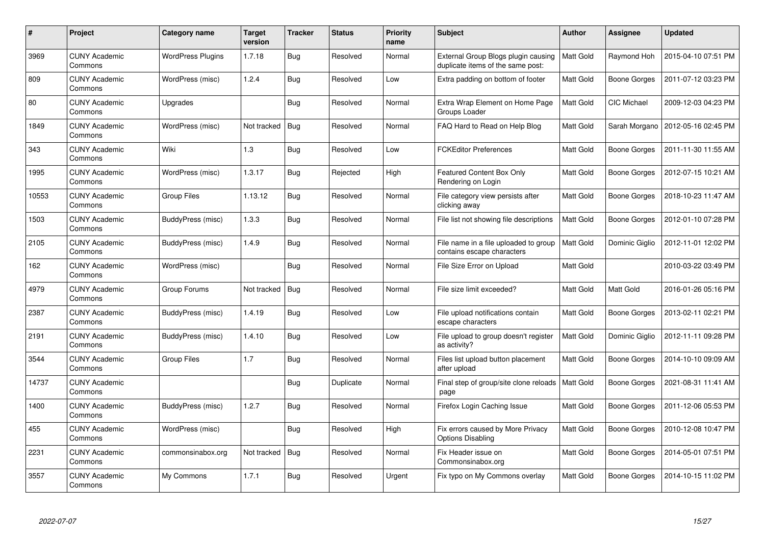| # | Project | Category name | Target version | Tracker | Status | Priority name | Subject | Author | Assignee | Updated |
|---|---|---|---|---|---|---|---|---|---|---|
| 3969 | CUNY Academic Commons | WordPress Plugins | 1.7.18 | Bug | Resolved | Normal | External Group Blogs plugin causing duplicate items of the same post: | Matt Gold | Raymond Hoh | 2015-04-10 07:51 PM |
| 809 | CUNY Academic Commons | WordPress (misc) | 1.2.4 | Bug | Resolved | Low | Extra padding on bottom of footer | Matt Gold | Boone Gorges | 2011-07-12 03:23 PM |
| 80 | CUNY Academic Commons | Upgrades | | Bug | Resolved | Normal | Extra Wrap Element on Home Page Groups Loader | Matt Gold | CIC Michael | 2009-12-03 04:23 PM |
| 1849 | CUNY Academic Commons | WordPress (misc) | Not tracked | Bug | Resolved | Normal | FAQ Hard to Read on Help Blog | Matt Gold | Sarah Morgano | 2012-05-16 02:45 PM |
| 343 | CUNY Academic Commons | Wiki | 1.3 | Bug | Resolved | Low | FCKEditor Preferences | Matt Gold | Boone Gorges | 2011-11-30 11:55 AM |
| 1995 | CUNY Academic Commons | WordPress (misc) | 1.3.17 | Bug | Rejected | High | Featured Content Box Only Rendering on Login | Matt Gold | Boone Gorges | 2012-07-15 10:21 AM |
| 10553 | CUNY Academic Commons | Group Files | 1.13.12 | Bug | Resolved | Normal | File category view persists after clicking away | Matt Gold | Boone Gorges | 2018-10-23 11:47 AM |
| 1503 | CUNY Academic Commons | BuddyPress (misc) | 1.3.3 | Bug | Resolved | Normal | File list not showing file descriptions | Matt Gold | Boone Gorges | 2012-01-10 07:28 PM |
| 2105 | CUNY Academic Commons | BuddyPress (misc) | 1.4.9 | Bug | Resolved | Normal | File name in a file uploaded to group contains escape characters | Matt Gold | Dominic Giglio | 2012-11-01 12:02 PM |
| 162 | CUNY Academic Commons | WordPress (misc) | | Bug | Resolved | Normal | File Size Error on Upload | Matt Gold | | 2010-03-22 03:49 PM |
| 4979 | CUNY Academic Commons | Group Forums | Not tracked | Bug | Resolved | Normal | File size limit exceeded? | Matt Gold | Matt Gold | 2016-01-26 05:16 PM |
| 2387 | CUNY Academic Commons | BuddyPress (misc) | 1.4.19 | Bug | Resolved | Low | File upload notifications contain escape characters | Matt Gold | Boone Gorges | 2013-02-11 02:21 PM |
| 2191 | CUNY Academic Commons | BuddyPress (misc) | 1.4.10 | Bug | Resolved | Low | File upload to group doesn't register as activity? | Matt Gold | Dominic Giglio | 2012-11-11 09:28 PM |
| 3544 | CUNY Academic Commons | Group Files | 1.7 | Bug | Resolved | Normal | Files list upload button placement after upload | Matt Gold | Boone Gorges | 2014-10-10 09:09 AM |
| 14737 | CUNY Academic Commons | | | Bug | Duplicate | Normal | Final step of group/site clone reloads page | Matt Gold | Boone Gorges | 2021-08-31 11:41 AM |
| 1400 | CUNY Academic Commons | BuddyPress (misc) | 1.2.7 | Bug | Resolved | Normal | Firefox Login Caching Issue | Matt Gold | Boone Gorges | 2011-12-06 05:53 PM |
| 455 | CUNY Academic Commons | WordPress (misc) | | Bug | Resolved | High | Fix errors caused by More Privacy Options Disabling | Matt Gold | Boone Gorges | 2010-12-08 10:47 PM |
| 2231 | CUNY Academic Commons | commonsinabox.org | Not tracked | Bug | Resolved | Normal | Fix Header issue on Commonsinabox.org | Matt Gold | Boone Gorges | 2014-05-01 07:51 PM |
| 3557 | CUNY Academic Commons | My Commons | 1.7.1 | Bug | Resolved | Urgent | Fix typo on My Commons overlay | Matt Gold | Boone Gorges | 2014-10-15 11:02 PM |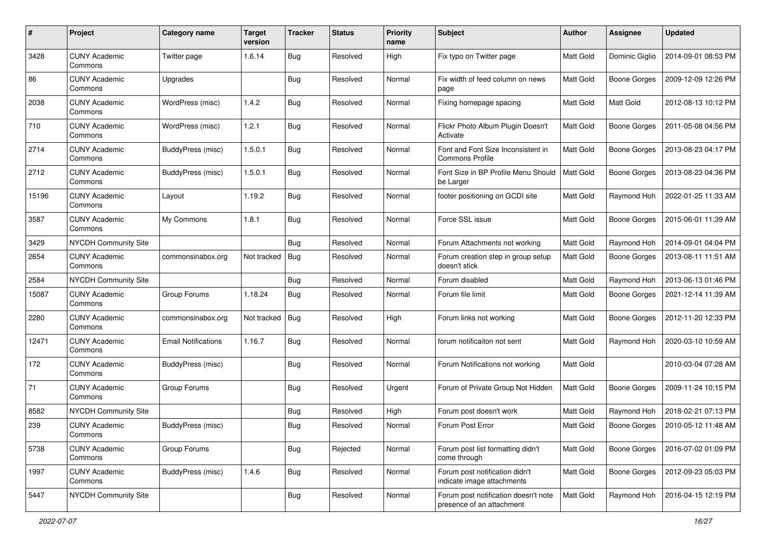| # | Project | Category name | Target version | Tracker | Status | Priority name | Subject | Author | Assignee | Updated |
|---|---|---|---|---|---|---|---|---|---|---|
| 3428 | CUNY Academic Commons | Twitter page | 1.6.14 | Bug | Resolved | High | Fix typo on Twitter page | Matt Gold | Dominic Giglio | 2014-09-01 08:53 PM |
| 86 | CUNY Academic Commons | Upgrades | | Bug | Resolved | Normal | Fix width of feed column on news page | Matt Gold | Boone Gorges | 2009-12-09 12:26 PM |
| 2038 | CUNY Academic Commons | WordPress (misc) | 1.4.2 | Bug | Resolved | Normal | Fixing homepage spacing | Matt Gold | Matt Gold | 2012-08-13 10:12 PM |
| 710 | CUNY Academic Commons | WordPress (misc) | 1.2.1 | Bug | Resolved | Normal | Flickr Photo Album Plugin Doesn't Activate | Matt Gold | Boone Gorges | 2011-05-08 04:56 PM |
| 2714 | CUNY Academic Commons | BuddyPress (misc) | 1.5.0.1 | Bug | Resolved | Normal | Font and Font Size Inconsistent in Commons Profile | Matt Gold | Boone Gorges | 2013-08-23 04:17 PM |
| 2712 | CUNY Academic Commons | BuddyPress (misc) | 1.5.0.1 | Bug | Resolved | Normal | Font Size in BP Profile Menu Should be Larger | Matt Gold | Boone Gorges | 2013-08-23 04:36 PM |
| 15196 | CUNY Academic Commons | Layout | 1.19.2 | Bug | Resolved | Normal | footer positioning on GCDI site | Matt Gold | Raymond Hoh | 2022-01-25 11:33 AM |
| 3587 | CUNY Academic Commons | My Commons | 1.8.1 | Bug | Resolved | Normal | Force SSL issue | Matt Gold | Boone Gorges | 2015-06-01 11:39 AM |
| 3429 | NYCDH Community Site | | | Bug | Resolved | Normal | Forum Attachments not working | Matt Gold | Raymond Hoh | 2014-09-01 04:04 PM |
| 2654 | CUNY Academic Commons | commonsinabox.org | Not tracked | Bug | Resolved | Normal | Forum creation step in group setup doesn't stick | Matt Gold | Boone Gorges | 2013-08-11 11:51 AM |
| 2584 | NYCDH Community Site | | | Bug | Resolved | Normal | Forum disabled | Matt Gold | Raymond Hoh | 2013-06-13 01:46 PM |
| 15087 | CUNY Academic Commons | Group Forums | 1.18.24 | Bug | Resolved | Normal | Forum file limit | Matt Gold | Boone Gorges | 2021-12-14 11:39 AM |
| 2280 | CUNY Academic Commons | commonsinabox.org | Not tracked | Bug | Resolved | High | Forum links not working | Matt Gold | Boone Gorges | 2012-11-20 12:33 PM |
| 12471 | CUNY Academic Commons | Email Notifications | 1.16.7 | Bug | Resolved | Normal | forum notificaiton not sent | Matt Gold | Raymond Hoh | 2020-03-10 10:59 AM |
| 172 | CUNY Academic Commons | BuddyPress (misc) | | Bug | Resolved | Normal | Forum Notifications not working | Matt Gold | | 2010-03-04 07:28 AM |
| 71 | CUNY Academic Commons | Group Forums | | Bug | Resolved | Urgent | Forum of Private Group Not Hidden | Matt Gold | Boone Gorges | 2009-11-24 10:15 PM |
| 8582 | NYCDH Community Site | | | Bug | Resolved | High | Forum post doesn't work | Matt Gold | Raymond Hoh | 2018-02-21 07:13 PM |
| 239 | CUNY Academic Commons | BuddyPress (misc) | | Bug | Resolved | Normal | Forum Post Error | Matt Gold | Boone Gorges | 2010-05-12 11:48 AM |
| 5738 | CUNY Academic Commons | Group Forums | | Bug | Rejected | Normal | Forum post list formatting didn't come through | Matt Gold | Boone Gorges | 2016-07-02 01:09 PM |
| 1997 | CUNY Academic Commons | BuddyPress (misc) | 1.4.6 | Bug | Resolved | Normal | Forum post notification didn't indicate image attachments | Matt Gold | Boone Gorges | 2012-09-23 05:03 PM |
| 5447 | NYCDH Community Site | | | Bug | Resolved | Normal | Forum post notification doesn't note presence of an attachment | Matt Gold | Raymond Hoh | 2016-04-15 12:19 PM |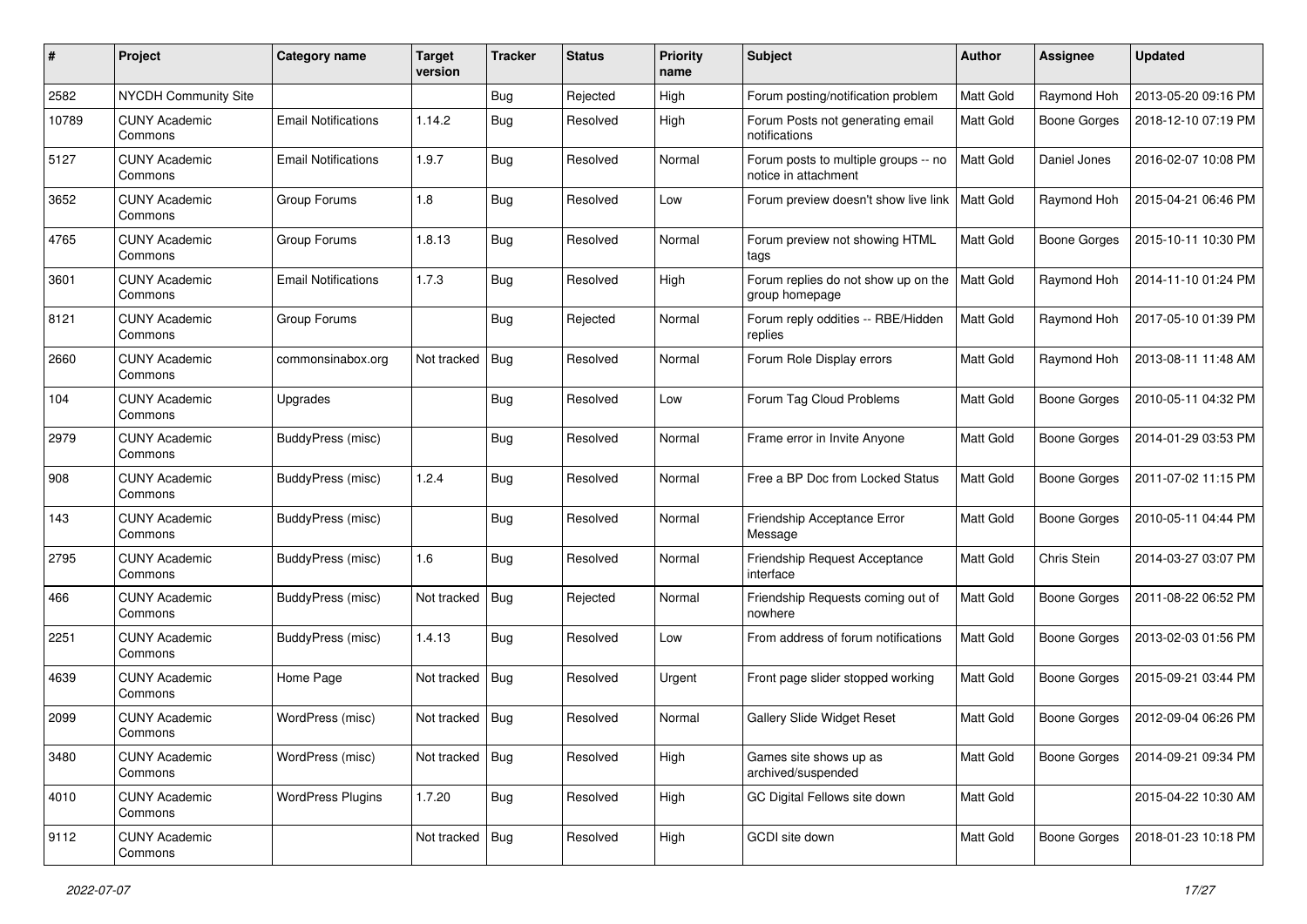| # | Project | Category name | Target version | Tracker | Status | Priority name | Subject | Author | Assignee | Updated |
|---|---|---|---|---|---|---|---|---|---|---|
| 2582 | NYCDH Community Site | | | Bug | Rejected | High | Forum posting/notification problem | Matt Gold | Raymond Hoh | 2013-05-20 09:16 PM |
| 10789 | CUNY Academic Commons | Email Notifications | 1.14.2 | Bug | Resolved | High | Forum Posts not generating email notifications | Matt Gold | Boone Gorges | 2018-12-10 07:19 PM |
| 5127 | CUNY Academic Commons | Email Notifications | 1.9.7 | Bug | Resolved | Normal | Forum posts to multiple groups -- no notice in attachment | Matt Gold | Daniel Jones | 2016-02-07 10:08 PM |
| 3652 | CUNY Academic Commons | Group Forums | 1.8 | Bug | Resolved | Low | Forum preview doesn't show live link | Matt Gold | Raymond Hoh | 2015-04-21 06:46 PM |
| 4765 | CUNY Academic Commons | Group Forums | 1.8.13 | Bug | Resolved | Normal | Forum preview not showing HTML tags | Matt Gold | Boone Gorges | 2015-10-11 10:30 PM |
| 3601 | CUNY Academic Commons | Email Notifications | 1.7.3 | Bug | Resolved | High | Forum replies do not show up on the group homepage | Matt Gold | Raymond Hoh | 2014-11-10 01:24 PM |
| 8121 | CUNY Academic Commons | Group Forums | | Bug | Rejected | Normal | Forum reply oddities -- RBE/Hidden replies | Matt Gold | Raymond Hoh | 2017-05-10 01:39 PM |
| 2660 | CUNY Academic Commons | commonsinabox.org | Not tracked | Bug | Resolved | Normal | Forum Role Display errors | Matt Gold | Raymond Hoh | 2013-08-11 11:48 AM |
| 104 | CUNY Academic Commons | Upgrades | | Bug | Resolved | Low | Forum Tag Cloud Problems | Matt Gold | Boone Gorges | 2010-05-11 04:32 PM |
| 2979 | CUNY Academic Commons | BuddyPress (misc) | | Bug | Resolved | Normal | Frame error in Invite Anyone | Matt Gold | Boone Gorges | 2014-01-29 03:53 PM |
| 908 | CUNY Academic Commons | BuddyPress (misc) | 1.2.4 | Bug | Resolved | Normal | Free a BP Doc from Locked Status | Matt Gold | Boone Gorges | 2011-07-02 11:15 PM |
| 143 | CUNY Academic Commons | BuddyPress (misc) | | Bug | Resolved | Normal | Friendship Acceptance Error Message | Matt Gold | Boone Gorges | 2010-05-11 04:44 PM |
| 2795 | CUNY Academic Commons | BuddyPress (misc) | 1.6 | Bug | Resolved | Normal | Friendship Request Acceptance interface | Matt Gold | Chris Stein | 2014-03-27 03:07 PM |
| 466 | CUNY Academic Commons | BuddyPress (misc) | Not tracked | Bug | Rejected | Normal | Friendship Requests coming out of nowhere | Matt Gold | Boone Gorges | 2011-08-22 06:52 PM |
| 2251 | CUNY Academic Commons | BuddyPress (misc) | 1.4.13 | Bug | Resolved | Low | From address of forum notifications | Matt Gold | Boone Gorges | 2013-02-03 01:56 PM |
| 4639 | CUNY Academic Commons | Home Page | Not tracked | Bug | Resolved | Urgent | Front page slider stopped working | Matt Gold | Boone Gorges | 2015-09-21 03:44 PM |
| 2099 | CUNY Academic Commons | WordPress (misc) | Not tracked | Bug | Resolved | Normal | Gallery Slide Widget Reset | Matt Gold | Boone Gorges | 2012-09-04 06:26 PM |
| 3480 | CUNY Academic Commons | WordPress (misc) | Not tracked | Bug | Resolved | High | Games site shows up as archived/suspended | Matt Gold | Boone Gorges | 2014-09-21 09:34 PM |
| 4010 | CUNY Academic Commons | WordPress Plugins | 1.7.20 | Bug | Resolved | High | GC Digital Fellows site down | Matt Gold | | 2015-04-22 10:30 AM |
| 9112 | CUNY Academic Commons | | Not tracked | Bug | Resolved | High | GCDI site down | Matt Gold | Boone Gorges | 2018-01-23 10:18 PM |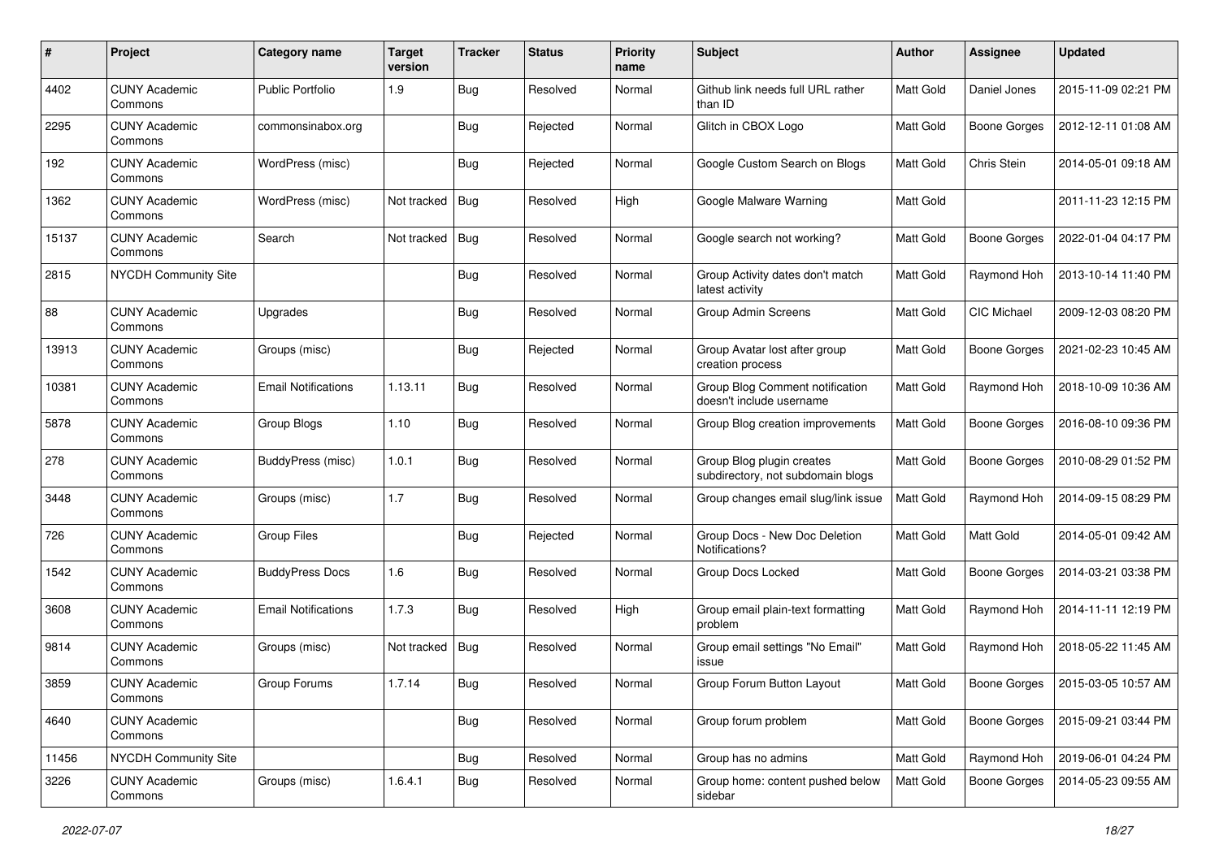| # | Project | Category name | Target version | Tracker | Status | Priority name | Subject | Author | Assignee | Updated |
|---|---|---|---|---|---|---|---|---|---|---|
| 4402 | CUNY Academic Commons | Public Portfolio | 1.9 | Bug | Resolved | Normal | Github link needs full URL rather than ID | Matt Gold | Daniel Jones | 2015-11-09 02:21 PM |
| 2295 | CUNY Academic Commons | commonsinabox.org | | Bug | Rejected | Normal | Glitch in CBOX Logo | Matt Gold | Boone Gorges | 2012-12-11 01:08 AM |
| 192 | CUNY Academic Commons | WordPress (misc) | | Bug | Rejected | Normal | Google Custom Search on Blogs | Matt Gold | Chris Stein | 2014-05-01 09:18 AM |
| 1362 | CUNY Academic Commons | WordPress (misc) | Not tracked | Bug | Resolved | High | Google Malware Warning | Matt Gold | | 2011-11-23 12:15 PM |
| 15137 | CUNY Academic Commons | Search | Not tracked | Bug | Resolved | Normal | Google search not working? | Matt Gold | Boone Gorges | 2022-01-04 04:17 PM |
| 2815 | NYCDH Community Site | | | Bug | Resolved | Normal | Group Activity dates don't match latest activity | Matt Gold | Raymond Hoh | 2013-10-14 11:40 PM |
| 88 | CUNY Academic Commons | Upgrades | | Bug | Resolved | Normal | Group Admin Screens | Matt Gold | CIC Michael | 2009-12-03 08:20 PM |
| 13913 | CUNY Academic Commons | Groups (misc) | | Bug | Rejected | Normal | Group Avatar lost after group creation process | Matt Gold | Boone Gorges | 2021-02-23 10:45 AM |
| 10381 | CUNY Academic Commons | Email Notifications | 1.13.11 | Bug | Resolved | Normal | Group Blog Comment notification doesn't include username | Matt Gold | Raymond Hoh | 2018-10-09 10:36 AM |
| 5878 | CUNY Academic Commons | Group Blogs | 1.10 | Bug | Resolved | Normal | Group Blog creation improvements | Matt Gold | Boone Gorges | 2016-08-10 09:36 PM |
| 278 | CUNY Academic Commons | BuddyPress (misc) | 1.0.1 | Bug | Resolved | Normal | Group Blog plugin creates subdirectory, not subdomain blogs | Matt Gold | Boone Gorges | 2010-08-29 01:52 PM |
| 3448 | CUNY Academic Commons | Groups (misc) | 1.7 | Bug | Resolved | Normal | Group changes email slug/link issue | Matt Gold | Raymond Hoh | 2014-09-15 08:29 PM |
| 726 | CUNY Academic Commons | Group Files | | Bug | Rejected | Normal | Group Docs - New Doc Deletion Notifications? | Matt Gold | Matt Gold | 2014-05-01 09:42 AM |
| 1542 | CUNY Academic Commons | BuddyPress Docs | 1.6 | Bug | Resolved | Normal | Group Docs Locked | Matt Gold | Boone Gorges | 2014-03-21 03:38 PM |
| 3608 | CUNY Academic Commons | Email Notifications | 1.7.3 | Bug | Resolved | High | Group email plain-text formatting problem | Matt Gold | Raymond Hoh | 2014-11-11 12:19 PM |
| 9814 | CUNY Academic Commons | Groups (misc) | Not tracked | Bug | Resolved | Normal | Group email settings "No Email" issue | Matt Gold | Raymond Hoh | 2018-05-22 11:45 AM |
| 3859 | CUNY Academic Commons | Group Forums | 1.7.14 | Bug | Resolved | Normal | Group Forum Button Layout | Matt Gold | Boone Gorges | 2015-03-05 10:57 AM |
| 4640 | CUNY Academic Commons | | | Bug | Resolved | Normal | Group forum problem | Matt Gold | Boone Gorges | 2015-09-21 03:44 PM |
| 11456 | NYCDH Community Site | | | Bug | Resolved | Normal | Group has no admins | Matt Gold | Raymond Hoh | 2019-06-01 04:24 PM |
| 3226 | CUNY Academic Commons | Groups (misc) | 1.6.4.1 | Bug | Resolved | Normal | Group home: content pushed below sidebar | Matt Gold | Boone Gorges | 2014-05-23 09:55 AM |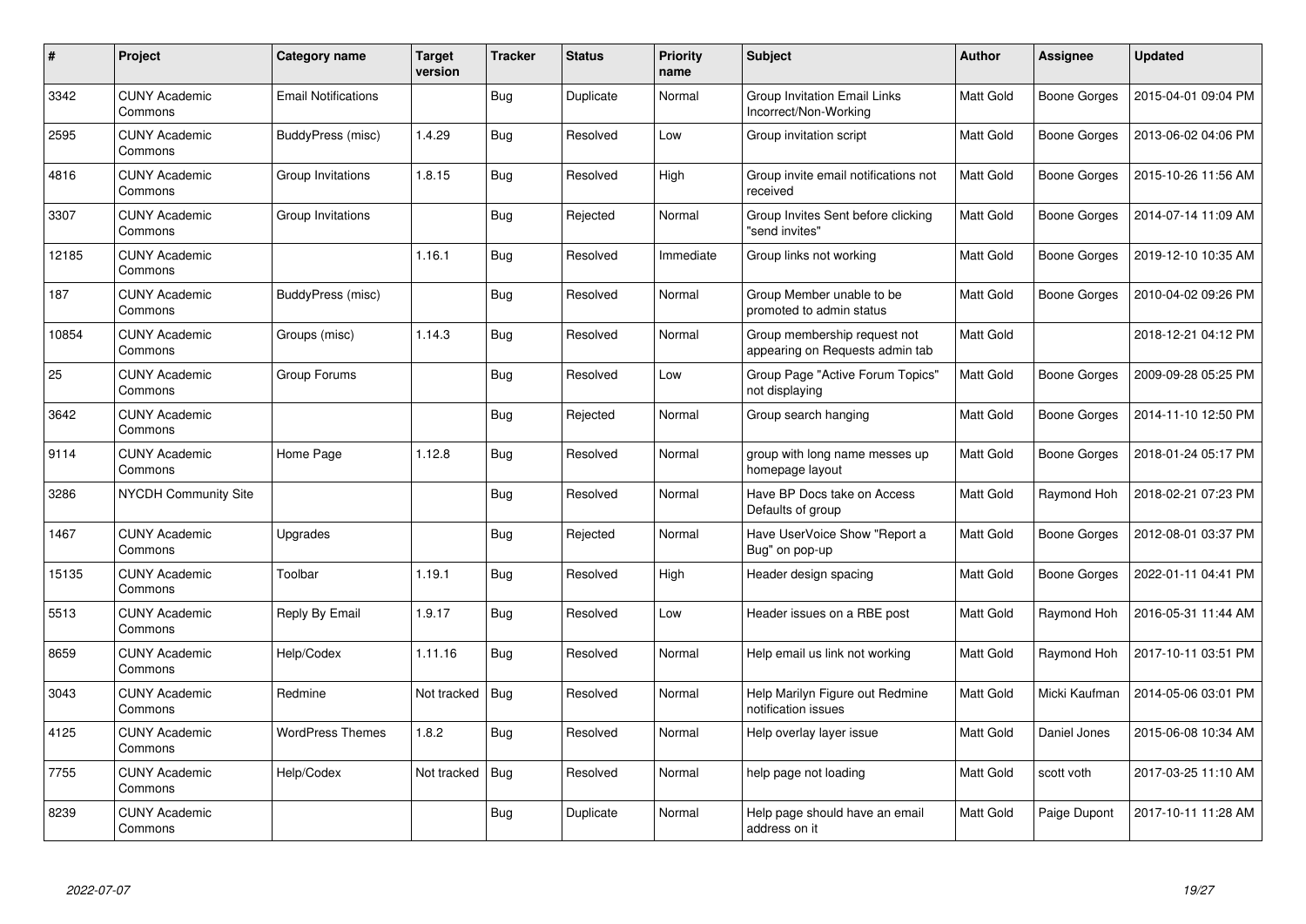| # | Project | Category name | Target version | Tracker | Status | Priority name | Subject | Author | Assignee | Updated |
|---|---|---|---|---|---|---|---|---|---|---|
| 3342 | CUNY Academic Commons | Email Notifications | | Bug | Duplicate | Normal | Group Invitation Email Links Incorrect/Non-Working | Matt Gold | Boone Gorges | 2015-04-01 09:04 PM |
| 2595 | CUNY Academic Commons | BuddyPress (misc) | 1.4.29 | Bug | Resolved | Low | Group invitation script | Matt Gold | Boone Gorges | 2013-06-02 04:06 PM |
| 4816 | CUNY Academic Commons | Group Invitations | 1.8.15 | Bug | Resolved | High | Group invite email notifications not received | Matt Gold | Boone Gorges | 2015-10-26 11:56 AM |
| 3307 | CUNY Academic Commons | Group Invitations | | Bug | Rejected | Normal | Group Invites Sent before clicking "send invites" | Matt Gold | Boone Gorges | 2014-07-14 11:09 AM |
| 12185 | CUNY Academic Commons | | 1.16.1 | Bug | Resolved | Immediate | Group links not working | Matt Gold | Boone Gorges | 2019-12-10 10:35 AM |
| 187 | CUNY Academic Commons | BuddyPress (misc) | | Bug | Resolved | Normal | Group Member unable to be promoted to admin status | Matt Gold | Boone Gorges | 2010-04-02 09:26 PM |
| 10854 | CUNY Academic Commons | Groups (misc) | 1.14.3 | Bug | Resolved | Normal | Group membership request not appearing on Requests admin tab | Matt Gold | | 2018-12-21 04:12 PM |
| 25 | CUNY Academic Commons | Group Forums | | Bug | Resolved | Low | Group Page "Active Forum Topics" not displaying | Matt Gold | Boone Gorges | 2009-09-28 05:25 PM |
| 3642 | CUNY Academic Commons | | | Bug | Rejected | Normal | Group search hanging | Matt Gold | Boone Gorges | 2014-11-10 12:50 PM |
| 9114 | CUNY Academic Commons | Home Page | 1.12.8 | Bug | Resolved | Normal | group with long name messes up homepage layout | Matt Gold | Boone Gorges | 2018-01-24 05:17 PM |
| 3286 | NYCDH Community Site | | | Bug | Resolved | Normal | Have BP Docs take on Access Defaults of group | Matt Gold | Raymond Hoh | 2018-02-21 07:23 PM |
| 1467 | CUNY Academic Commons | Upgrades | | Bug | Rejected | Normal | Have UserVoice Show "Report a Bug" on pop-up | Matt Gold | Boone Gorges | 2012-08-01 03:37 PM |
| 15135 | CUNY Academic Commons | Toolbar | 1.19.1 | Bug | Resolved | High | Header design spacing | Matt Gold | Boone Gorges | 2022-01-11 04:41 PM |
| 5513 | CUNY Academic Commons | Reply By Email | 1.9.17 | Bug | Resolved | Low | Header issues on a RBE post | Matt Gold | Raymond Hoh | 2016-05-31 11:44 AM |
| 8659 | CUNY Academic Commons | Help/Codex | 1.11.16 | Bug | Resolved | Normal | Help email us link not working | Matt Gold | Raymond Hoh | 2017-10-11 03:51 PM |
| 3043 | CUNY Academic Commons | Redmine | Not tracked | Bug | Resolved | Normal | Help Marilyn Figure out Redmine notification issues | Matt Gold | Micki Kaufman | 2014-05-06 03:01 PM |
| 4125 | CUNY Academic Commons | WordPress Themes | 1.8.2 | Bug | Resolved | Normal | Help overlay layer issue | Matt Gold | Daniel Jones | 2015-06-08 10:34 AM |
| 7755 | CUNY Academic Commons | Help/Codex | Not tracked | Bug | Resolved | Normal | help page not loading | Matt Gold | scott voth | 2017-03-25 11:10 AM |
| 8239 | CUNY Academic Commons | | | Bug | Duplicate | Normal | Help page should have an email address on it | Matt Gold | Paige Dupont | 2017-10-11 11:28 AM |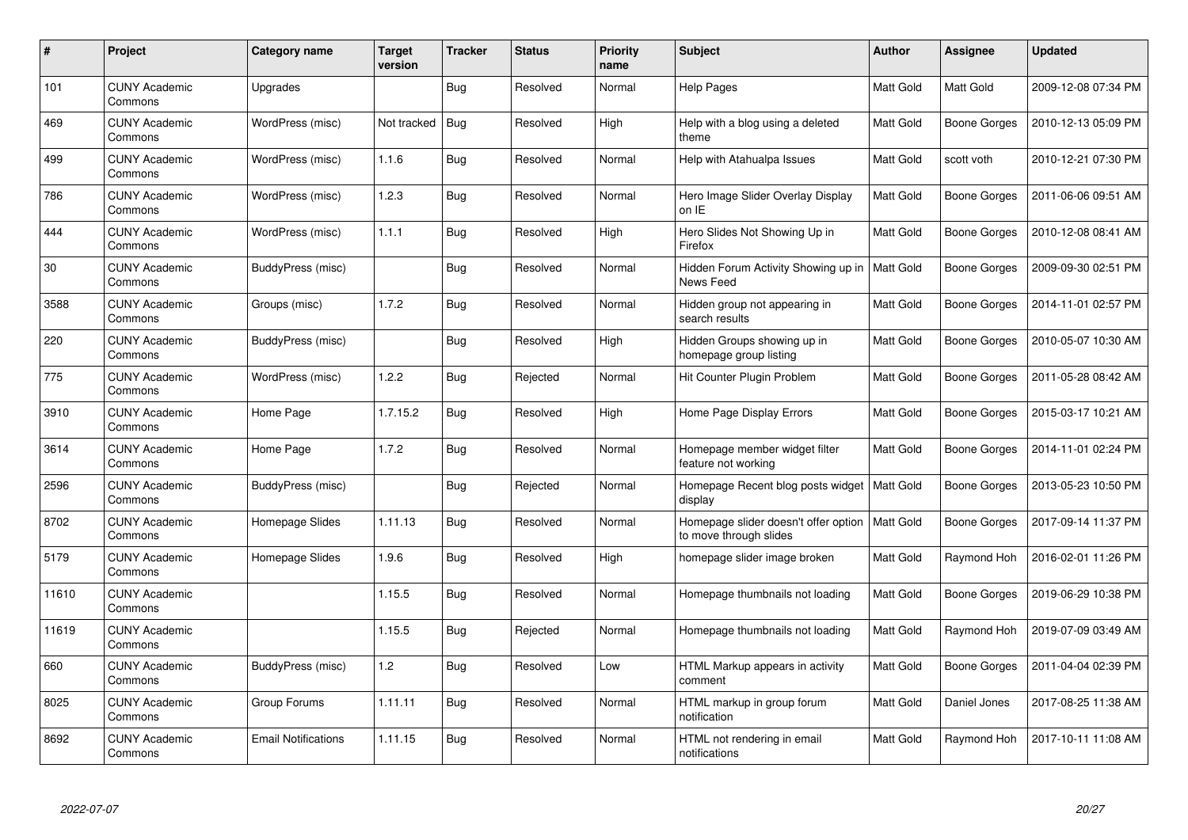| # | Project | Category name | Target version | Tracker | Status | Priority name | Subject | Author | Assignee | Updated |
|---|---|---|---|---|---|---|---|---|---|---|
| 101 | CUNY Academic Commons | Upgrades | | Bug | Resolved | Normal | Help Pages | Matt Gold | Matt Gold | 2009-12-08 07:34 PM |
| 469 | CUNY Academic Commons | WordPress (misc) | Not tracked | Bug | Resolved | High | Help with a blog using a deleted theme | Matt Gold | Boone Gorges | 2010-12-13 05:09 PM |
| 499 | CUNY Academic Commons | WordPress (misc) | 1.1.6 | Bug | Resolved | Normal | Help with Atahualpa Issues | Matt Gold | scott voth | 2010-12-21 07:30 PM |
| 786 | CUNY Academic Commons | WordPress (misc) | 1.2.3 | Bug | Resolved | Normal | Hero Image Slider Overlay Display on IE | Matt Gold | Boone Gorges | 2011-06-06 09:51 AM |
| 444 | CUNY Academic Commons | WordPress (misc) | 1.1.1 | Bug | Resolved | High | Hero Slides Not Showing Up in Firefox | Matt Gold | Boone Gorges | 2010-12-08 08:41 AM |
| 30 | CUNY Academic Commons | BuddyPress (misc) | | Bug | Resolved | Normal | Hidden Forum Activity Showing up in News Feed | Matt Gold | Boone Gorges | 2009-09-30 02:51 PM |
| 3588 | CUNY Academic Commons | Groups (misc) | 1.7.2 | Bug | Resolved | Normal | Hidden group not appearing in search results | Matt Gold | Boone Gorges | 2014-11-01 02:57 PM |
| 220 | CUNY Academic Commons | BuddyPress (misc) | | Bug | Resolved | High | Hidden Groups showing up in homepage group listing | Matt Gold | Boone Gorges | 2010-05-07 10:30 AM |
| 775 | CUNY Academic Commons | WordPress (misc) | 1.2.2 | Bug | Rejected | Normal | Hit Counter Plugin Problem | Matt Gold | Boone Gorges | 2011-05-28 08:42 AM |
| 3910 | CUNY Academic Commons | Home Page | 1.7.15.2 | Bug | Resolved | High | Home Page Display Errors | Matt Gold | Boone Gorges | 2015-03-17 10:21 AM |
| 3614 | CUNY Academic Commons | Home Page | 1.7.2 | Bug | Resolved | Normal | Homepage member widget filter feature not working | Matt Gold | Boone Gorges | 2014-11-01 02:24 PM |
| 2596 | CUNY Academic Commons | BuddyPress (misc) | | Bug | Rejected | Normal | Homepage Recent blog posts widget display | Matt Gold | Boone Gorges | 2013-05-23 10:50 PM |
| 8702 | CUNY Academic Commons | Homepage Slides | 1.11.13 | Bug | Resolved | Normal | Homepage slider doesn't offer option to move through slides | Matt Gold | Boone Gorges | 2017-09-14 11:37 PM |
| 5179 | CUNY Academic Commons | Homepage Slides | 1.9.6 | Bug | Resolved | High | homepage slider image broken | Matt Gold | Raymond Hoh | 2016-02-01 11:26 PM |
| 11610 | CUNY Academic Commons | | 1.15.5 | Bug | Resolved | Normal | Homepage thumbnails not loading | Matt Gold | Boone Gorges | 2019-06-29 10:38 PM |
| 11619 | CUNY Academic Commons | | 1.15.5 | Bug | Rejected | Normal | Homepage thumbnails not loading | Matt Gold | Raymond Hoh | 2019-07-09 03:49 AM |
| 660 | CUNY Academic Commons | BuddyPress (misc) | 1.2 | Bug | Resolved | Low | HTML Markup appears in activity comment | Matt Gold | Boone Gorges | 2011-04-04 02:39 PM |
| 8025 | CUNY Academic Commons | Group Forums | 1.11.11 | Bug | Resolved | Normal | HTML markup in group forum notification | Matt Gold | Daniel Jones | 2017-08-25 11:38 AM |
| 8692 | CUNY Academic Commons | Email Notifications | 1.11.15 | Bug | Resolved | Normal | HTML not rendering in email notifications | Matt Gold | Raymond Hoh | 2017-10-11 11:08 AM |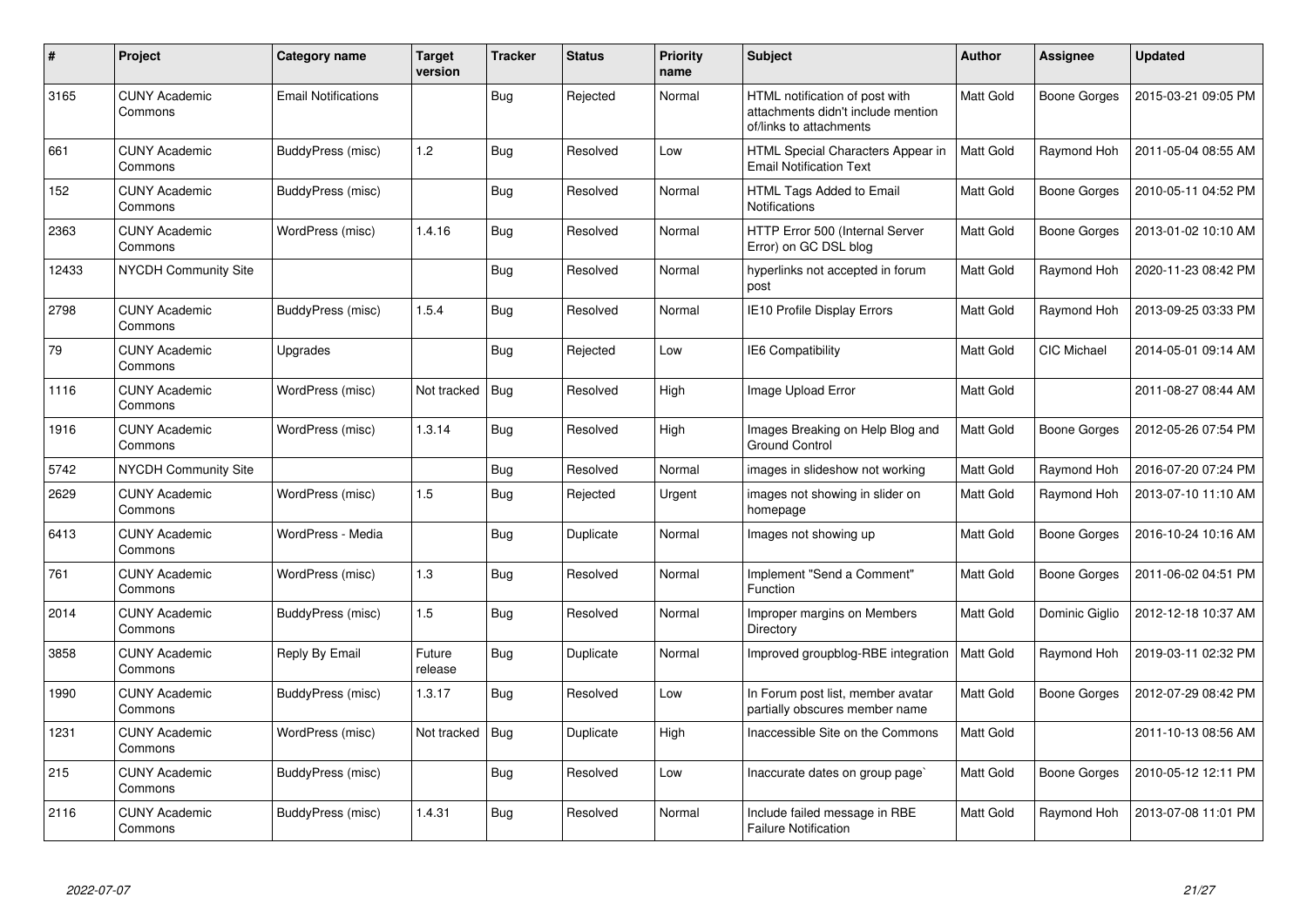| # | Project | Category name | Target version | Tracker | Status | Priority name | Subject | Author | Assignee | Updated |
|---|---|---|---|---|---|---|---|---|---|---|
| 3165 | CUNY Academic Commons | Email Notifications | | Bug | Rejected | Normal | HTML notification of post with attachments didn't include mention of/links to attachments | Matt Gold | Boone Gorges | 2015-03-21 09:05 PM |
| 661 | CUNY Academic Commons | BuddyPress (misc) | 1.2 | Bug | Resolved | Low | HTML Special Characters Appear in Email Notification Text | Matt Gold | Raymond Hoh | 2011-05-04 08:55 AM |
| 152 | CUNY Academic Commons | BuddyPress (misc) | | Bug | Resolved | Normal | HTML Tags Added to Email Notifications | Matt Gold | Boone Gorges | 2010-05-11 04:52 PM |
| 2363 | CUNY Academic Commons | WordPress (misc) | 1.4.16 | Bug | Resolved | Normal | HTTP Error 500 (Internal Server Error) on GC DSL blog | Matt Gold | Boone Gorges | 2013-01-02 10:10 AM |
| 12433 | NYCDH Community Site | | | Bug | Resolved | Normal | hyperlinks not accepted in forum post | Matt Gold | Raymond Hoh | 2020-11-23 08:42 PM |
| 2798 | CUNY Academic Commons | BuddyPress (misc) | 1.5.4 | Bug | Resolved | Normal | IE10 Profile Display Errors | Matt Gold | Raymond Hoh | 2013-09-25 03:33 PM |
| 79 | CUNY Academic Commons | Upgrades | | Bug | Rejected | Low | IE6 Compatibility | Matt Gold | CIC Michael | 2014-05-01 09:14 AM |
| 1116 | CUNY Academic Commons | WordPress (misc) | Not tracked | Bug | Resolved | High | Image Upload Error | Matt Gold | | 2011-08-27 08:44 AM |
| 1916 | CUNY Academic Commons | WordPress (misc) | 1.3.14 | Bug | Resolved | High | Images Breaking on Help Blog and Ground Control | Matt Gold | Boone Gorges | 2012-05-26 07:54 PM |
| 5742 | NYCDH Community Site | | | Bug | Resolved | Normal | images in slideshow not working | Matt Gold | Raymond Hoh | 2016-07-20 07:24 PM |
| 2629 | CUNY Academic Commons | WordPress (misc) | 1.5 | Bug | Rejected | Urgent | images not showing in slider on homepage | Matt Gold | Raymond Hoh | 2013-07-10 11:10 AM |
| 6413 | CUNY Academic Commons | WordPress - Media | | Bug | Duplicate | Normal | Images not showing up | Matt Gold | Boone Gorges | 2016-10-24 10:16 AM |
| 761 | CUNY Academic Commons | WordPress (misc) | 1.3 | Bug | Resolved | Normal | Implement "Send a Comment" Function | Matt Gold | Boone Gorges | 2011-06-02 04:51 PM |
| 2014 | CUNY Academic Commons | BuddyPress (misc) | 1.5 | Bug | Resolved | Normal | Improper margins on Members Directory | Matt Gold | Dominic Giglio | 2012-12-18 10:37 AM |
| 3858 | CUNY Academic Commons | Reply By Email | Future release | Bug | Duplicate | Normal | Improved groupblog-RBE integration | Matt Gold | Raymond Hoh | 2019-03-11 02:32 PM |
| 1990 | CUNY Academic Commons | BuddyPress (misc) | 1.3.17 | Bug | Resolved | Low | In Forum post list, member avatar partially obscures member name | Matt Gold | Boone Gorges | 2012-07-29 08:42 PM |
| 1231 | CUNY Academic Commons | WordPress (misc) | Not tracked | Bug | Duplicate | High | Inaccessible Site on the Commons | Matt Gold | | 2011-10-13 08:56 AM |
| 215 | CUNY Academic Commons | BuddyPress (misc) | | Bug | Resolved | Low | Inaccurate dates on group page` | Matt Gold | Boone Gorges | 2010-05-12 12:11 PM |
| 2116 | CUNY Academic Commons | BuddyPress (misc) | 1.4.31 | Bug | Resolved | Normal | Include failed message in RBE Failure Notification | Matt Gold | Raymond Hoh | 2013-07-08 11:01 PM |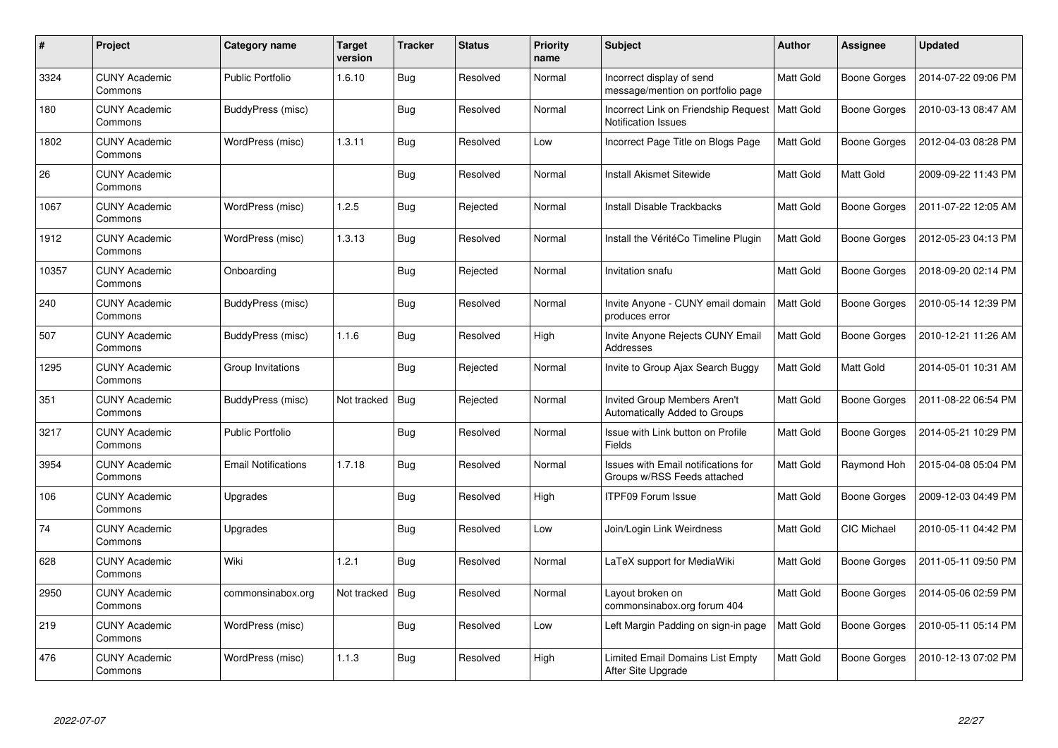| # | Project | Category name | Target version | Tracker | Status | Priority name | Subject | Author | Assignee | Updated |
|---|---|---|---|---|---|---|---|---|---|---|
| 3324 | CUNY Academic Commons | Public Portfolio | 1.6.10 | Bug | Resolved | Normal | Incorrect display of send message/mention on portfolio page | Matt Gold | Boone Gorges | 2014-07-22 09:06 PM |
| 180 | CUNY Academic Commons | BuddyPress (misc) | | Bug | Resolved | Normal | Incorrect Link on Friendship Request Notification Issues | Matt Gold | Boone Gorges | 2010-03-13 08:47 AM |
| 1802 | CUNY Academic Commons | WordPress (misc) | 1.3.11 | Bug | Resolved | Low | Incorrect Page Title on Blogs Page | Matt Gold | Boone Gorges | 2012-04-03 08:28 PM |
| 26 | CUNY Academic Commons | | | Bug | Resolved | Normal | Install Akismet Sitewide | Matt Gold | Matt Gold | 2009-09-22 11:43 PM |
| 1067 | CUNY Academic Commons | WordPress (misc) | 1.2.5 | Bug | Rejected | Normal | Install Disable Trackbacks | Matt Gold | Boone Gorges | 2011-07-22 12:05 AM |
| 1912 | CUNY Academic Commons | WordPress (misc) | 1.3.13 | Bug | Resolved | Normal | Install the VéritéCo Timeline Plugin | Matt Gold | Boone Gorges | 2012-05-23 04:13 PM |
| 10357 | CUNY Academic Commons | Onboarding | | Bug | Rejected | Normal | Invitation snafu | Matt Gold | Boone Gorges | 2018-09-20 02:14 PM |
| 240 | CUNY Academic Commons | BuddyPress (misc) | | Bug | Resolved | Normal | Invite Anyone - CUNY email domain produces error | Matt Gold | Boone Gorges | 2010-05-14 12:39 PM |
| 507 | CUNY Academic Commons | BuddyPress (misc) | 1.1.6 | Bug | Resolved | High | Invite Anyone Rejects CUNY Email Addresses | Matt Gold | Boone Gorges | 2010-12-21 11:26 AM |
| 1295 | CUNY Academic Commons | Group Invitations | | Bug | Rejected | Normal | Invite to Group Ajax Search Buggy | Matt Gold | Matt Gold | 2014-05-01 10:31 AM |
| 351 | CUNY Academic Commons | BuddyPress (misc) | Not tracked | Bug | Rejected | Normal | Invited Group Members Aren't Automatically Added to Groups | Matt Gold | Boone Gorges | 2011-08-22 06:54 PM |
| 3217 | CUNY Academic Commons | Public Portfolio | | Bug | Resolved | Normal | Issue with Link button on Profile Fields | Matt Gold | Boone Gorges | 2014-05-21 10:29 PM |
| 3954 | CUNY Academic Commons | Email Notifications | 1.7.18 | Bug | Resolved | Normal | Issues with Email notifications for Groups w/RSS Feeds attached | Matt Gold | Raymond Hoh | 2015-04-08 05:04 PM |
| 106 | CUNY Academic Commons | Upgrades | | Bug | Resolved | High | ITPF09 Forum Issue | Matt Gold | Boone Gorges | 2009-12-03 04:49 PM |
| 74 | CUNY Academic Commons | Upgrades | | Bug | Resolved | Low | Join/Login Link Weirdness | Matt Gold | CIC Michael | 2010-05-11 04:42 PM |
| 628 | CUNY Academic Commons | Wiki | 1.2.1 | Bug | Resolved | Normal | LaTeX support for MediaWiki | Matt Gold | Boone Gorges | 2011-05-11 09:50 PM |
| 2950 | CUNY Academic Commons | commonsinabox.org | Not tracked | Bug | Resolved | Normal | Layout broken on commonsinabox.org forum 404 | Matt Gold | Boone Gorges | 2014-05-06 02:59 PM |
| 219 | CUNY Academic Commons | WordPress (misc) | | Bug | Resolved | Low | Left Margin Padding on sign-in page | Matt Gold | Boone Gorges | 2010-05-11 05:14 PM |
| 476 | CUNY Academic Commons | WordPress (misc) | 1.1.3 | Bug | Resolved | High | Limited Email Domains List Empty After Site Upgrade | Matt Gold | Boone Gorges | 2010-12-13 07:02 PM |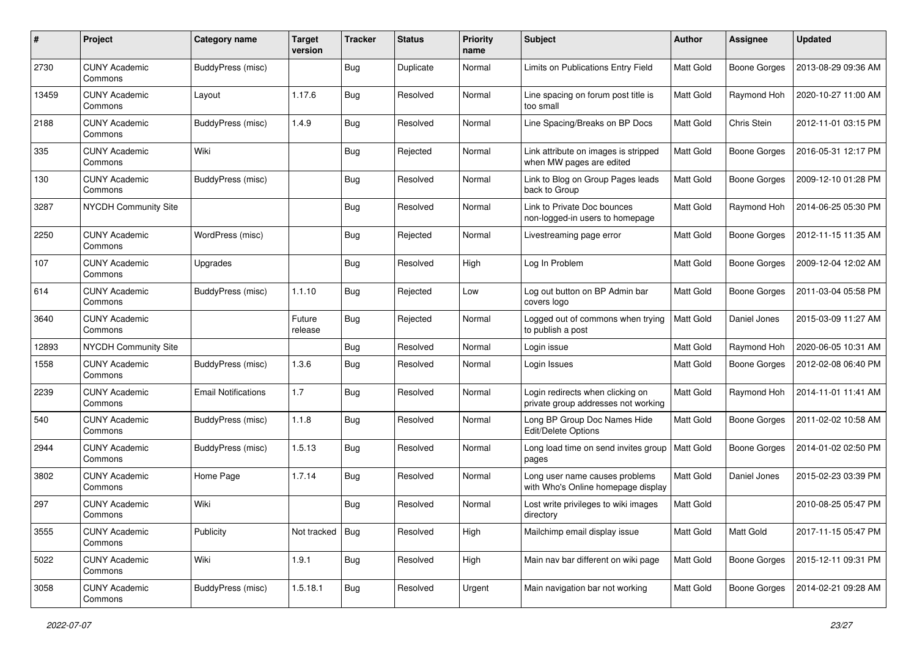| # | Project | Category name | Target version | Tracker | Status | Priority name | Subject | Author | Assignee | Updated |
|---|---|---|---|---|---|---|---|---|---|---|
| 2730 | CUNY Academic Commons | BuddyPress (misc) | | Bug | Duplicate | Normal | Limits on Publications Entry Field | Matt Gold | Boone Gorges | 2013-08-29 09:36 AM |
| 13459 | CUNY Academic Commons | Layout | 1.17.6 | Bug | Resolved | Normal | Line spacing on forum post title is too small | Matt Gold | Raymond Hoh | 2020-10-27 11:00 AM |
| 2188 | CUNY Academic Commons | BuddyPress (misc) | 1.4.9 | Bug | Resolved | Normal | Line Spacing/Breaks on BP Docs | Matt Gold | Chris Stein | 2012-11-01 03:15 PM |
| 335 | CUNY Academic Commons | Wiki | | Bug | Rejected | Normal | Link attribute on images is stripped when MW pages are edited | Matt Gold | Boone Gorges | 2016-05-31 12:17 PM |
| 130 | CUNY Academic Commons | BuddyPress (misc) | | Bug | Resolved | Normal | Link to Blog on Group Pages leads back to Group | Matt Gold | Boone Gorges | 2009-12-10 01:28 PM |
| 3287 | NYCDH Community Site | | | Bug | Resolved | Normal | Link to Private Doc bounces non-logged-in users to homepage | Matt Gold | Raymond Hoh | 2014-06-25 05:30 PM |
| 2250 | CUNY Academic Commons | WordPress (misc) | | Bug | Rejected | Normal | Livestreaming page error | Matt Gold | Boone Gorges | 2012-11-15 11:35 AM |
| 107 | CUNY Academic Commons | Upgrades | | Bug | Resolved | High | Log In Problem | Matt Gold | Boone Gorges | 2009-12-04 12:02 AM |
| 614 | CUNY Academic Commons | BuddyPress (misc) | 1.1.10 | Bug | Rejected | Low | Log out button on BP Admin bar covers logo | Matt Gold | Boone Gorges | 2011-03-04 05:58 PM |
| 3640 | CUNY Academic Commons | | Future release | Bug | Rejected | Normal | Logged out of commons when trying to publish a post | Matt Gold | Daniel Jones | 2015-03-09 11:27 AM |
| 12893 | NYCDH Community Site | | | Bug | Resolved | Normal | Login issue | Matt Gold | Raymond Hoh | 2020-06-05 10:31 AM |
| 1558 | CUNY Academic Commons | BuddyPress (misc) | 1.3.6 | Bug | Resolved | Normal | Login Issues | Matt Gold | Boone Gorges | 2012-02-08 06:40 PM |
| 2239 | CUNY Academic Commons | Email Notifications | 1.7 | Bug | Resolved | Normal | Login redirects when clicking on private group addresses not working | Matt Gold | Raymond Hoh | 2014-11-01 11:41 AM |
| 540 | CUNY Academic Commons | BuddyPress (misc) | 1.1.8 | Bug | Resolved | Normal | Long BP Group Doc Names Hide Edit/Delete Options | Matt Gold | Boone Gorges | 2011-02-02 10:58 AM |
| 2944 | CUNY Academic Commons | BuddyPress (misc) | 1.5.13 | Bug | Resolved | Normal | Long load time on send invites group pages | Matt Gold | Boone Gorges | 2014-01-02 02:50 PM |
| 3802 | CUNY Academic Commons | Home Page | 1.7.14 | Bug | Resolved | Normal | Long user name causes problems with Who's Online homepage display | Matt Gold | Daniel Jones | 2015-02-23 03:39 PM |
| 297 | CUNY Academic Commons | Wiki | | Bug | Resolved | Normal | Lost write privileges to wiki images directory | Matt Gold | | 2010-08-25 05:47 PM |
| 3555 | CUNY Academic Commons | Publicity | Not tracked | Bug | Resolved | High | Mailchimp email display issue | Matt Gold | Matt Gold | 2017-11-15 05:47 PM |
| 5022 | CUNY Academic Commons | Wiki | 1.9.1 | Bug | Resolved | High | Main nav bar different on wiki page | Matt Gold | Boone Gorges | 2015-12-11 09:31 PM |
| 3058 | CUNY Academic Commons | BuddyPress (misc) | 1.5.18.1 | Bug | Resolved | Urgent | Main navigation bar not working | Matt Gold | Boone Gorges | 2014-02-21 09:28 AM |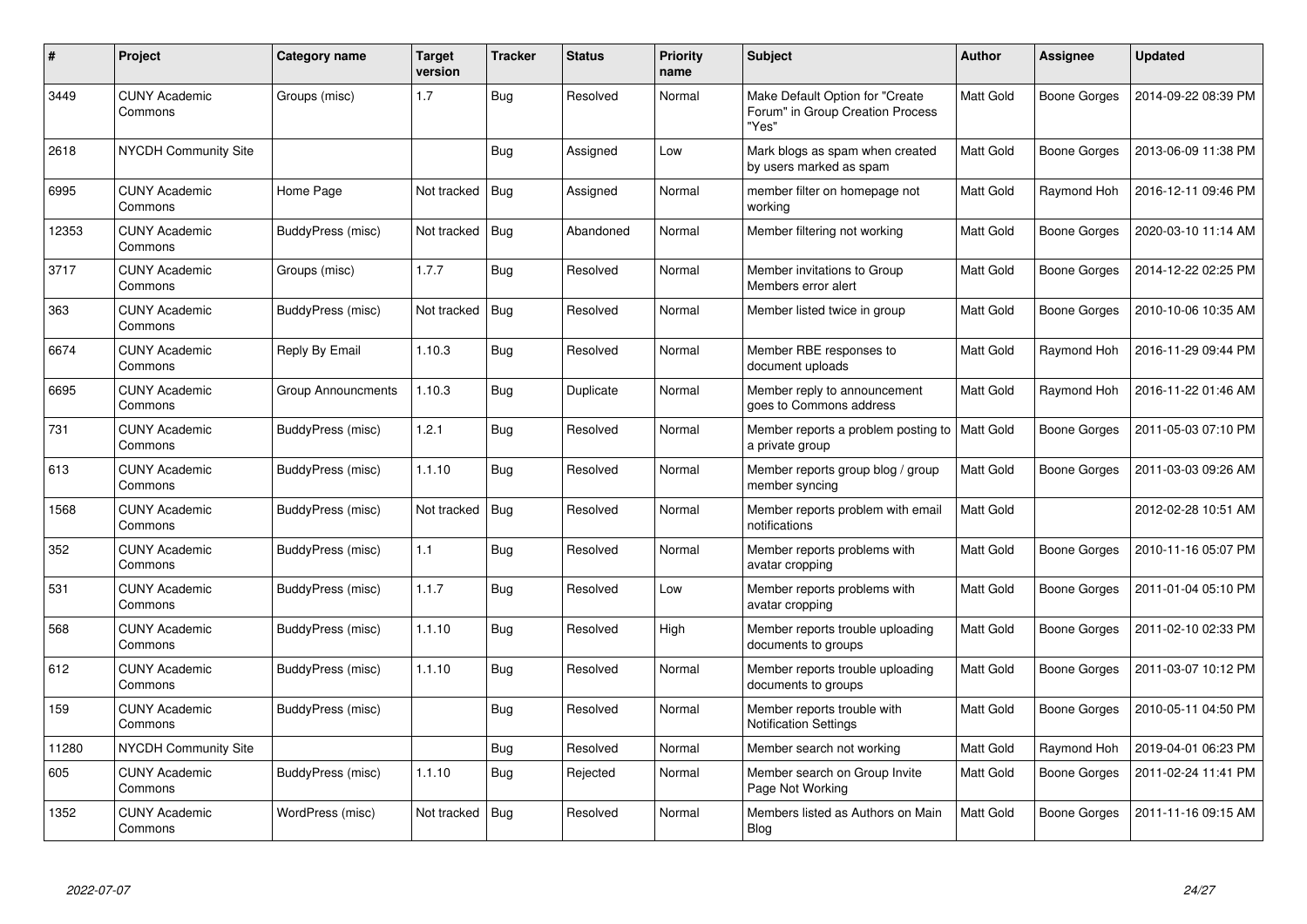| # | Project | Category name | Target version | Tracker | Status | Priority name | Subject | Author | Assignee | Updated |
|---|---|---|---|---|---|---|---|---|---|---|
| 3449 | CUNY Academic Commons | Groups (misc) | 1.7 | Bug | Resolved | Normal | Make Default Option for "Create Forum" in Group Creation Process "Yes" | Matt Gold | Boone Gorges | 2014-09-22 08:39 PM |
| 2618 | NYCDH Community Site | | | Bug | Assigned | Low | Mark blogs as spam when created by users marked as spam | Matt Gold | Boone Gorges | 2013-06-09 11:38 PM |
| 6995 | CUNY Academic Commons | Home Page | Not tracked | Bug | Assigned | Normal | member filter on homepage not working | Matt Gold | Raymond Hoh | 2016-12-11 09:46 PM |
| 12353 | CUNY Academic Commons | BuddyPress (misc) | Not tracked | Bug | Abandoned | Normal | Member filtering not working | Matt Gold | Boone Gorges | 2020-03-10 11:14 AM |
| 3717 | CUNY Academic Commons | Groups (misc) | 1.7.7 | Bug | Resolved | Normal | Member invitations to Group Members error alert | Matt Gold | Boone Gorges | 2014-12-22 02:25 PM |
| 363 | CUNY Academic Commons | BuddyPress (misc) | Not tracked | Bug | Resolved | Normal | Member listed twice in group | Matt Gold | Boone Gorges | 2010-10-06 10:35 AM |
| 6674 | CUNY Academic Commons | Reply By Email | 1.10.3 | Bug | Resolved | Normal | Member RBE responses to document uploads | Matt Gold | Raymond Hoh | 2016-11-29 09:44 PM |
| 6695 | CUNY Academic Commons | Group Announcments | 1.10.3 | Bug | Duplicate | Normal | Member reply to announcement goes to Commons address | Matt Gold | Raymond Hoh | 2016-11-22 01:46 AM |
| 731 | CUNY Academic Commons | BuddyPress (misc) | 1.2.1 | Bug | Resolved | Normal | Member reports a problem posting to a private group | Matt Gold | Boone Gorges | 2011-05-03 07:10 PM |
| 613 | CUNY Academic Commons | BuddyPress (misc) | 1.1.10 | Bug | Resolved | Normal | Member reports group blog / group member syncing | Matt Gold | Boone Gorges | 2011-03-03 09:26 AM |
| 1568 | CUNY Academic Commons | BuddyPress (misc) | Not tracked | Bug | Resolved | Normal | Member reports problem with email notifications | Matt Gold | | 2012-02-28 10:51 AM |
| 352 | CUNY Academic Commons | BuddyPress (misc) | 1.1 | Bug | Resolved | Normal | Member reports problems with avatar cropping | Matt Gold | Boone Gorges | 2010-11-16 05:07 PM |
| 531 | CUNY Academic Commons | BuddyPress (misc) | 1.1.7 | Bug | Resolved | Low | Member reports problems with avatar cropping | Matt Gold | Boone Gorges | 2011-01-04 05:10 PM |
| 568 | CUNY Academic Commons | BuddyPress (misc) | 1.1.10 | Bug | Resolved | High | Member reports trouble uploading documents to groups | Matt Gold | Boone Gorges | 2011-02-10 02:33 PM |
| 612 | CUNY Academic Commons | BuddyPress (misc) | 1.1.10 | Bug | Resolved | Normal | Member reports trouble uploading documents to groups | Matt Gold | Boone Gorges | 2011-03-07 10:12 PM |
| 159 | CUNY Academic Commons | BuddyPress (misc) | | Bug | Resolved | Normal | Member reports trouble with Notification Settings | Matt Gold | Boone Gorges | 2010-05-11 04:50 PM |
| 11280 | NYCDH Community Site | | | Bug | Resolved | Normal | Member search not working | Matt Gold | Raymond Hoh | 2019-04-01 06:23 PM |
| 605 | CUNY Academic Commons | BuddyPress (misc) | 1.1.10 | Bug | Rejected | Normal | Member search on Group Invite Page Not Working | Matt Gold | Boone Gorges | 2011-02-24 11:41 PM |
| 1352 | CUNY Academic Commons | WordPress (misc) | Not tracked | Bug | Resolved | Normal | Members listed as Authors on Main Blog | Matt Gold | Boone Gorges | 2011-11-16 09:15 AM |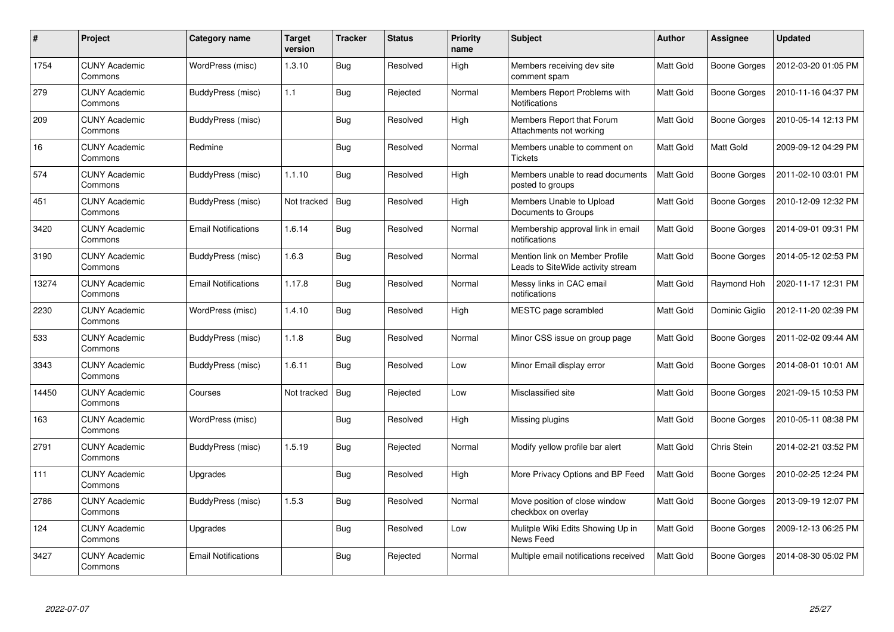| # | Project | Category name | Target version | Tracker | Status | Priority name | Subject | Author | Assignee | Updated |
|---|---|---|---|---|---|---|---|---|---|---|
| 1754 | CUNY Academic Commons | WordPress (misc) | 1.3.10 | Bug | Resolved | High | Members receiving dev site comment spam | Matt Gold | Boone Gorges | 2012-03-20 01:05 PM |
| 279 | CUNY Academic Commons | BuddyPress (misc) | 1.1 | Bug | Rejected | Normal | Members Report Problems with Notifications | Matt Gold | Boone Gorges | 2010-11-16 04:37 PM |
| 209 | CUNY Academic Commons | BuddyPress (misc) | | Bug | Resolved | High | Members Report that Forum Attachments not working | Matt Gold | Boone Gorges | 2010-05-14 12:13 PM |
| 16 | CUNY Academic Commons | Redmine | | Bug | Resolved | Normal | Members unable to comment on Tickets | Matt Gold | Matt Gold | 2009-09-12 04:29 PM |
| 574 | CUNY Academic Commons | BuddyPress (misc) | 1.1.10 | Bug | Resolved | High | Members unable to read documents posted to groups | Matt Gold | Boone Gorges | 2011-02-10 03:01 PM |
| 451 | CUNY Academic Commons | BuddyPress (misc) | Not tracked | Bug | Resolved | High | Members Unable to Upload Documents to Groups | Matt Gold | Boone Gorges | 2010-12-09 12:32 PM |
| 3420 | CUNY Academic Commons | Email Notifications | 1.6.14 | Bug | Resolved | Normal | Membership approval link in email notifications | Matt Gold | Boone Gorges | 2014-09-01 09:31 PM |
| 3190 | CUNY Academic Commons | BuddyPress (misc) | 1.6.3 | Bug | Resolved | Normal | Mention link on Member Profile Leads to SiteWide activity stream | Matt Gold | Boone Gorges | 2014-05-12 02:53 PM |
| 13274 | CUNY Academic Commons | Email Notifications | 1.17.8 | Bug | Resolved | Normal | Messy links in CAC email notifications | Matt Gold | Raymond Hoh | 2020-11-17 12:31 PM |
| 2230 | CUNY Academic Commons | WordPress (misc) | 1.4.10 | Bug | Resolved | High | MESTC page scrambled | Matt Gold | Dominic Giglio | 2012-11-20 02:39 PM |
| 533 | CUNY Academic Commons | BuddyPress (misc) | 1.1.8 | Bug | Resolved | Normal | Minor CSS issue on group page | Matt Gold | Boone Gorges | 2011-02-02 09:44 AM |
| 3343 | CUNY Academic Commons | BuddyPress (misc) | 1.6.11 | Bug | Resolved | Low | Minor Email display error | Matt Gold | Boone Gorges | 2014-08-01 10:01 AM |
| 14450 | CUNY Academic Commons | Courses | Not tracked | Bug | Rejected | Low | Misclassified site | Matt Gold | Boone Gorges | 2021-09-15 10:53 PM |
| 163 | CUNY Academic Commons | WordPress (misc) | | Bug | Resolved | High | Missing plugins | Matt Gold | Boone Gorges | 2010-05-11 08:38 PM |
| 2791 | CUNY Academic Commons | BuddyPress (misc) | 1.5.19 | Bug | Rejected | Normal | Modify yellow profile bar alert | Matt Gold | Chris Stein | 2014-02-21 03:52 PM |
| 111 | CUNY Academic Commons | Upgrades | | Bug | Resolved | High | More Privacy Options and BP Feed | Matt Gold | Boone Gorges | 2010-02-25 12:24 PM |
| 2786 | CUNY Academic Commons | BuddyPress (misc) | 1.5.3 | Bug | Resolved | Normal | Move position of close window checkbox on overlay | Matt Gold | Boone Gorges | 2013-09-19 12:07 PM |
| 124 | CUNY Academic Commons | Upgrades | | Bug | Resolved | Low | Mulitple Wiki Edits Showing Up in News Feed | Matt Gold | Boone Gorges | 2009-12-13 06:25 PM |
| 3427 | CUNY Academic Commons | Email Notifications | | Bug | Rejected | Normal | Multiple email notifications received | Matt Gold | Boone Gorges | 2014-08-30 05:02 PM |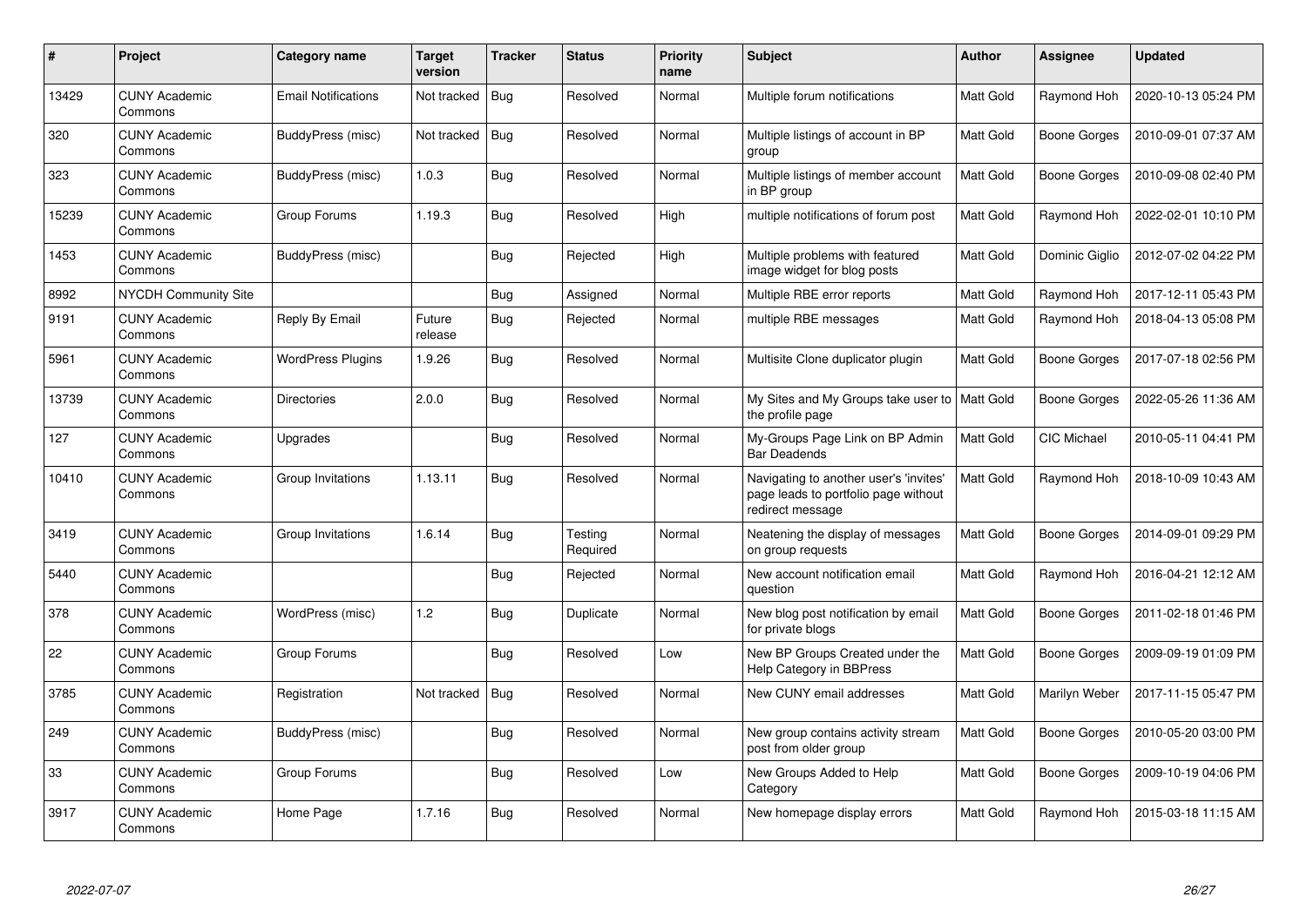| # | Project | Category name | Target version | Tracker | Status | Priority name | Subject | Author | Assignee | Updated |
|---|---|---|---|---|---|---|---|---|---|---|
| 13429 | CUNY Academic Commons | Email Notifications | Not tracked | Bug | Resolved | Normal | Multiple forum notifications | Matt Gold | Raymond Hoh | 2020-10-13 05:24 PM |
| 320 | CUNY Academic Commons | BuddyPress (misc) | Not tracked | Bug | Resolved | Normal | Multiple listings of account in BP group | Matt Gold | Boone Gorges | 2010-09-01 07:37 AM |
| 323 | CUNY Academic Commons | BuddyPress (misc) | 1.0.3 | Bug | Resolved | Normal | Multiple listings of member account in BP group | Matt Gold | Boone Gorges | 2010-09-08 02:40 PM |
| 15239 | CUNY Academic Commons | Group Forums | 1.19.3 | Bug | Resolved | High | multiple notifications of forum post | Matt Gold | Raymond Hoh | 2022-02-01 10:10 PM |
| 1453 | CUNY Academic Commons | BuddyPress (misc) | | Bug | Rejected | High | Multiple problems with featured image widget for blog posts | Matt Gold | Dominic Giglio | 2012-07-02 04:22 PM |
| 8992 | NYCDH Community Site | | | Bug | Assigned | Normal | Multiple RBE error reports | Matt Gold | Raymond Hoh | 2017-12-11 05:43 PM |
| 9191 | CUNY Academic Commons | Reply By Email | Future release | Bug | Rejected | Normal | multiple RBE messages | Matt Gold | Raymond Hoh | 2018-04-13 05:08 PM |
| 5961 | CUNY Academic Commons | WordPress Plugins | 1.9.26 | Bug | Resolved | Normal | Multisite Clone duplicator plugin | Matt Gold | Boone Gorges | 2017-07-18 02:56 PM |
| 13739 | CUNY Academic Commons | Directories | 2.0.0 | Bug | Resolved | Normal | My Sites and My Groups take user to the profile page | Matt Gold | Boone Gorges | 2022-05-26 11:36 AM |
| 127 | CUNY Academic Commons | Upgrades | | Bug | Resolved | Normal | My-Groups Page Link on BP Admin Bar Deadends | Matt Gold | CIC Michael | 2010-05-11 04:41 PM |
| 10410 | CUNY Academic Commons | Group Invitations | 1.13.11 | Bug | Resolved | Normal | Navigating to another user's 'invites' page leads to portfolio page without redirect message | Matt Gold | Raymond Hoh | 2018-10-09 10:43 AM |
| 3419 | CUNY Academic Commons | Group Invitations | 1.6.14 | Bug | Testing Required | Normal | Neatening the display of messages on group requests | Matt Gold | Boone Gorges | 2014-09-01 09:29 PM |
| 5440 | CUNY Academic Commons | | | Bug | Rejected | Normal | New account notification email question | Matt Gold | Raymond Hoh | 2016-04-21 12:12 AM |
| 378 | CUNY Academic Commons | WordPress (misc) | 1.2 | Bug | Duplicate | Normal | New blog post notification by email for private blogs | Matt Gold | Boone Gorges | 2011-02-18 01:46 PM |
| 22 | CUNY Academic Commons | Group Forums | | Bug | Resolved | Low | New BP Groups Created under the Help Category in BBPress | Matt Gold | Boone Gorges | 2009-09-19 01:09 PM |
| 3785 | CUNY Academic Commons | Registration | Not tracked | Bug | Resolved | Normal | New CUNY email addresses | Matt Gold | Marilyn Weber | 2017-11-15 05:47 PM |
| 249 | CUNY Academic Commons | BuddyPress (misc) | | Bug | Resolved | Normal | New group contains activity stream post from older group | Matt Gold | Boone Gorges | 2010-05-20 03:00 PM |
| 33 | CUNY Academic Commons | Group Forums | | Bug | Resolved | Low | New Groups Added to Help Category | Matt Gold | Boone Gorges | 2009-10-19 04:06 PM |
| 3917 | CUNY Academic Commons | Home Page | 1.7.16 | Bug | Resolved | Normal | New homepage display errors | Matt Gold | Raymond Hoh | 2015-03-18 11:15 AM |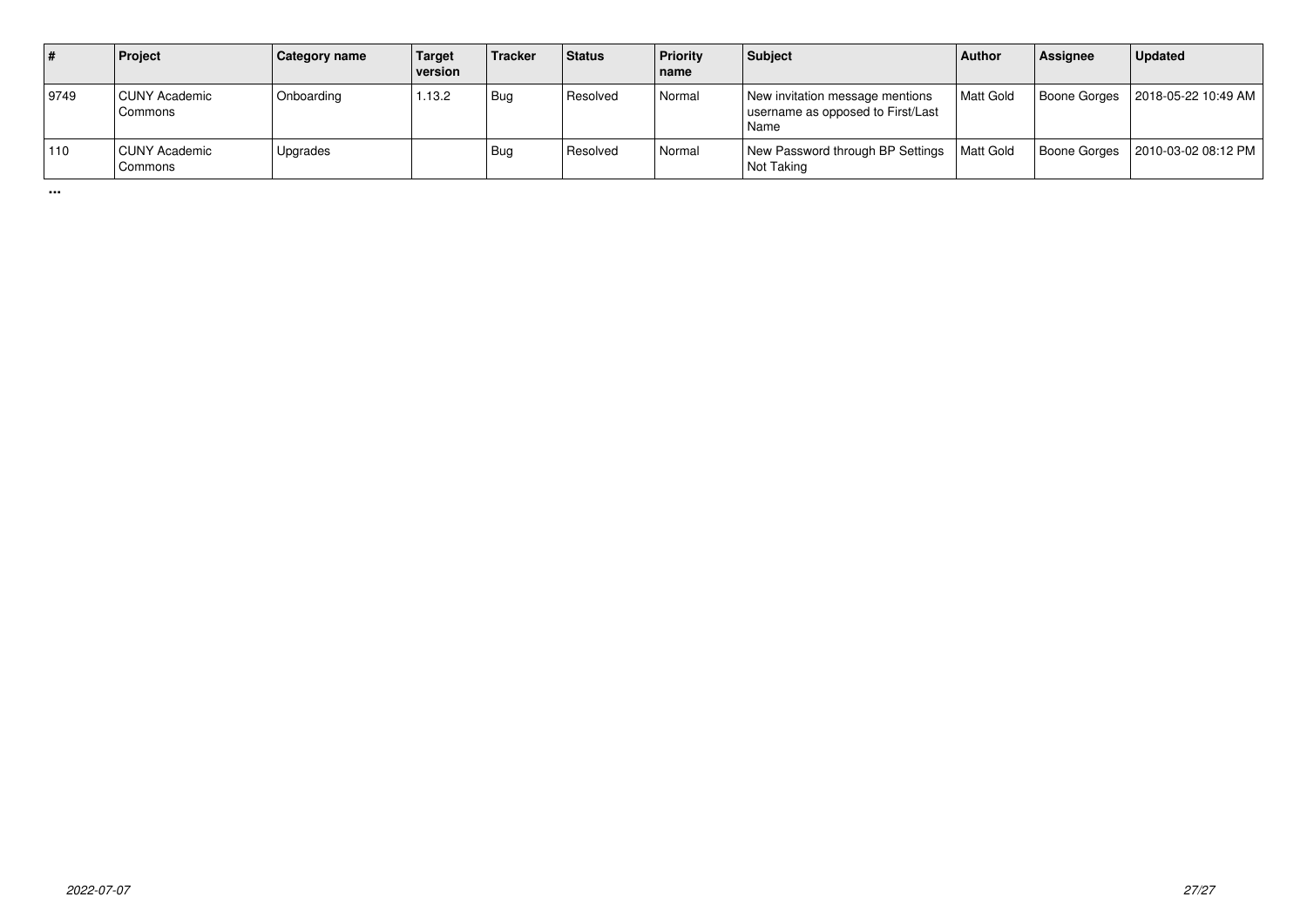| # | Project | Category name | Target version | Tracker | Status | Priority name | Subject | Author | Assignee | Updated |
|---|---|---|---|---|---|---|---|---|---|---|
| 9749 | CUNY Academic Commons | Onboarding | 1.13.2 | Bug | Resolved | Normal | New invitation message mentions username as opposed to First/Last Name | Matt Gold | Boone Gorges | 2018-05-22 10:49 AM |
| 110 | CUNY Academic Commons | Upgrades | | Bug | Resolved | Normal | New Password through BP Settings Not Taking | Matt Gold | Boone Gorges | 2010-03-02 08:12 PM |

...